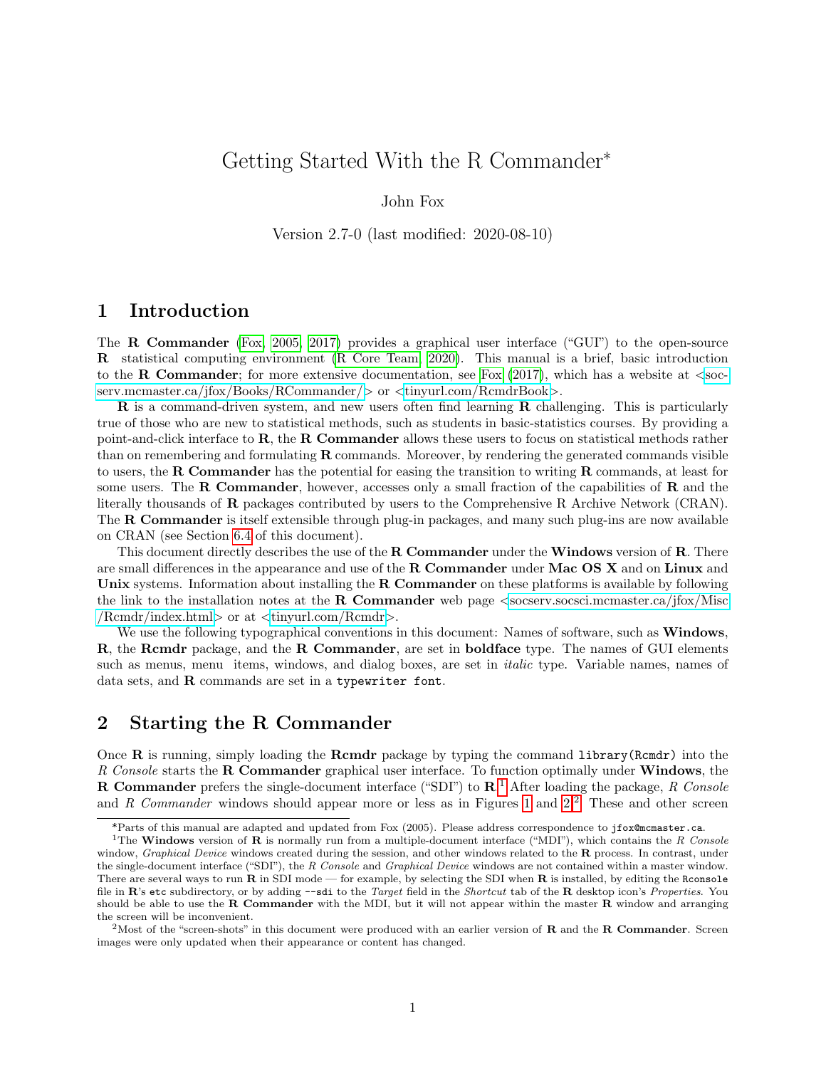// Getting Started With the R Commander*

John Fox

Version 2.7-0 (last modified: 2020-08-10)

## 1 Introduction

The **R Commander** (Fox, 2005, 2017) provides a graphical user interface ("GUI") to the open-source **R** statistical computing environment (R Core Team, 2020). This manual is a brief, basic introduction to the **R Commander**; for more extensive documentation, see Fox (2017), which has a website at <socserv.mcmaster.ca/jfox/Books/RCommander/> or <tinyurl.com/RcmdrBook>.

**R** is a command-driven system, and new users often find learning **R** challenging. This is particularly true of those who are new to statistical methods, such as students in basic-statistics courses. By providing a point-and-click interface to **R**, the **R Commander** allows these users to focus on statistical methods rather than on remembering and formulating **R** commands. Moreover, by rendering the generated commands visible to users, the **R Commander** has the potential for easing the transition to writing **R** commands, at least for some users. The **R Commander**, however, accesses only a small fraction of the capabilities of **R** and the literally thousands of **R** packages contributed by users to the Comprehensive R Archive Network (CRAN). The **R Commander** is itself extensible through plug-in packages, and many such plug-ins are now available on CRAN (see Section 6.4 of this document).

This document directly describes the use of the **R Commander** under the **Windows** version of **R**. There are small differences in the appearance and use of the **R Commander** under **Mac OS X** and on **Linux** and **Unix** systems. Information about installing the **R Commander** on these platforms is available by following the link to the installation notes at the **R Commander** web page <socserv.socsci.mcmaster.ca/jfox/Misc/Rcmdr/index.html> or at <tinyurl.com/Rcmdr>.

We use the following typographical conventions in this document: Names of software, such as **Windows**, **R**, the **Rcmdr** package, and the **R Commander**, are set in **boldface** type. The names of GUI elements such as menus, menu items, windows, and dialog boxes, are set in *italic* type. Variable names, names of data sets, and **R** commands are set in a `typewriter font`.

## 2 Starting the R Commander

Once **R** is running, simply loading the **Rcmdr** package by typing the command `library(Rcmdr)` into the *R Console* starts the **R Commander** graphical user interface. To function optimally under **Windows**, the **R Commander** prefers the single-document interface ("SDI") to **R**.[1] After loading the package, *R Console* and *R Commander* windows should appear more or less as in Figures 1 and 2.[2] These and other screen

---

*Parts of this manual are adapted and updated from Fox (2005). Please address correspondence to `jfox@mcmaster.ca`.

[1] The **Windows** version of **R** is normally run from a multiple-document interface ("MDI"), which contains the *R Console* window, *Graphical Device* windows created during the session, and other windows related to the **R** process. In contrast, under the single-document interface ("SDI"), the *R Console* and *Graphical Device* windows are not contained within a master window. There are several ways to run **R** in SDI mode — for example, by selecting the SDI when **R** is installed, by editing the `Rconsole` file in **R**'s `etc` subdirectory, or by adding `--sdi` to the *Target* field in the *Shortcut* tab of the **R** desktop icon's *Properties*. You should be able to use the **R Commander** with the MDI, but it will not appear within the master **R** window and arranging the screen will be inconvenient.

[2] Most of the "screen-shots" in this document were produced with an earlier version of **R** and the **R Commander**. Screen images were only updated when their appearance or content has changed.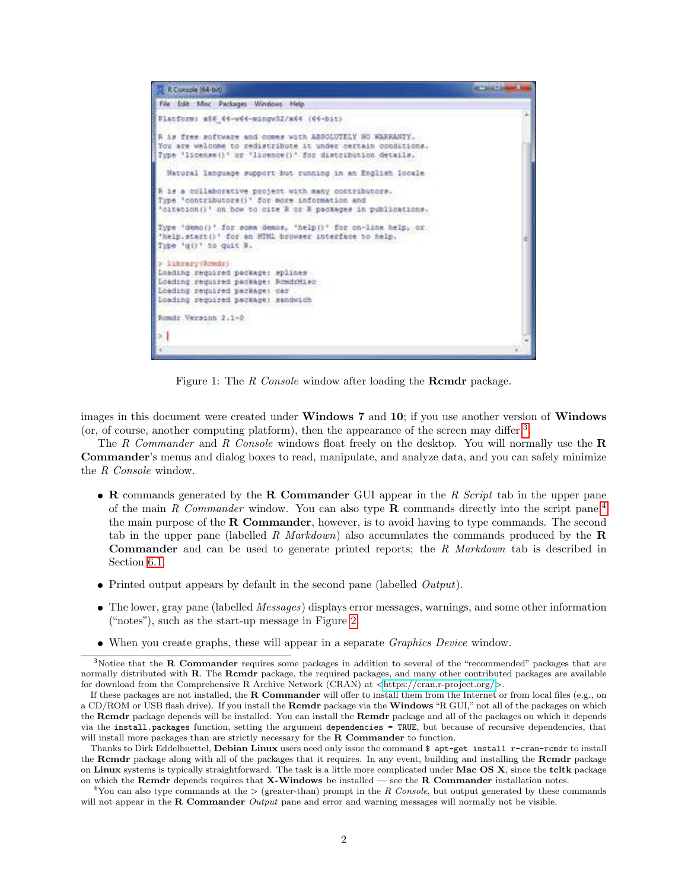Figure 1: The *R Console* window after loading the **Rcmdr** package.

images in this document were created under **Windows 7** and **10**; if you use another version of **Windows** (or, of course, another computing platform), then the appearance of the screen may differ.[3]

The *R Commander* and *R Console* windows float freely on the desktop. You will normally use the **R Commander**'s menus and dialog boxes to read, manipulate, and analyze data, and you can safely minimize the *R Console* window.

- **R** commands generated by the **R Commander** GUI appear in the *R Script* tab in the upper pane of the main *R Commander* window. You can also type **R** commands directly into the script pane;[4] the main purpose of the **R Commander**, however, is to avoid having to type commands. The second tab in the upper pane (labelled *R Markdown*) also accumulates the commands produced by the **R Commander** and can be used to generate printed reports; the *R Markdown* tab is described in Section 6.1.
- Printed output appears by default in the second pane (labelled *Output*).
- The lower, gray pane (labelled *Messages*) displays error messages, warnings, and some other information ("notes"), such as the start-up message in Figure 2.
- When you create graphs, these will appear in a separate *Graphics Device* window.

---

[3] Notice that the **R Commander** requires some packages in addition to several of the "recommended" packages that are normally distributed with **R**. The **Rcmdr** package, the required packages, and many other contributed packages are available for download from the Comprehensive R Archive Network (CRAN) at <https://cran.r-project.org/>.

If these packages are not installed, the **R Commander** will offer to install them from the Internet or from local files (e.g., on a CD/ROM or USB flash drive). If you install the **Rcmdr** package via the **Windows** "R GUI," not all of the packages on which the **Rcmdr** package depends will be installed. You can install the **Rcmdr** package and all of the packages on which it depends via the `install.packages` function, setting the argument `dependencies = TRUE`, but because of recursive dependencies, that will install more packages than are strictly necessary for the **R Commander** to function.

Thanks to Dirk Eddelbuettel, **Debian Linux** users need only issue the command `$ apt-get install r-cran-rcmdr` to install the **Rcmdr** package along with all of the packages that it requires. In any event, building and installing the **Rcmdr** package on **Linux** systems is typically straightforward. The task is a little more complicated under **Mac OS X**, since the **tcltk** package on which the **Rcmdr** depends requires that **X-Windows** be installed — see the **R Commander** installation notes.

[4] You can also type commands at the > (greater-than) prompt in the *R Console*, but output generated by these commands will not appear in the **R Commander** *Output* pane and error and warning messages will normally not be visible.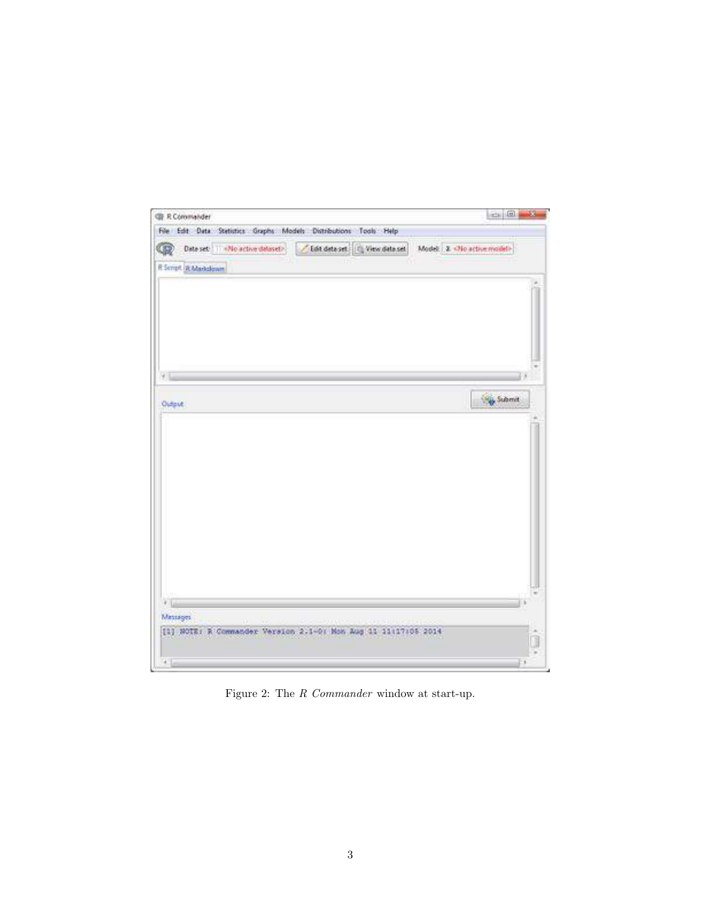Figure 2: The *R Commander* window at start-up.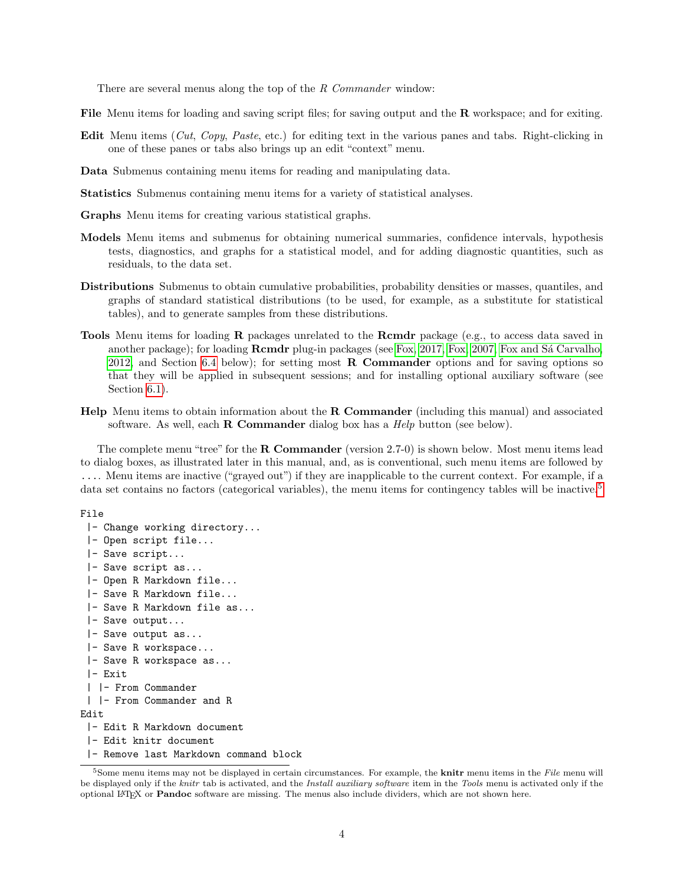There are several menus along the top of the *R Commander* window:

**File** Menu items for loading and saving script files; for saving output and the **R** workspace; and for exiting.

**Edit** Menu items (*Cut*, *Copy*, *Paste*, etc.) for editing text in the various panes and tabs. Right-clicking in one of these panes or tabs also brings up an edit "context" menu.

**Data** Submenus containing menu items for reading and manipulating data.

**Statistics** Submenus containing menu items for a variety of statistical analyses.

**Graphs** Menu items for creating various statistical graphs.

**Models** Menu items and submenus for obtaining numerical summaries, confidence intervals, hypothesis tests, diagnostics, and graphs for a statistical model, and for adding diagnostic quantities, such as residuals, to the data set.

**Distributions** Submenus to obtain cumulative probabilities, probability densities or masses, quantiles, and graphs of standard statistical distributions (to be used, for example, as a substitute for statistical tables), and to generate samples from these distributions.

**Tools** Menu items for loading **R** packages unrelated to the **Rcmdr** package (e.g., to access data saved in another package); for loading **Rcmdr** plug-in packages (see Fox, 2017, Fox, 2007, Fox and Sá Carvalho, 2012, and Section 6.4 below); for setting most **R Commander** options and for saving options so that they will be applied in subsequent sessions; and for installing optional auxiliary software (see Section 6.1).

**Help** Menu items to obtain information about the **R Commander** (including this manual) and associated software. As well, each **R Commander** dialog box has a *Help* button (see below).

The complete menu "tree" for the **R Commander** (version 2.7-0) is shown below. Most menu items lead to dialog boxes, as illustrated later in this manual, and, as is conventional, such menu items are followed by .... Menu items are inactive ("grayed out") if they are inapplicable to the current context. For example, if a data set contains no factors (categorical variables), the menu items for contingency tables will be inactive.[5]

```
File
 |- Change working directory...
 |- Open script file...
 |- Save script...
 |- Save script as...
 |- Open R Markdown file...
 |- Save R Markdown file...
 |- Save R Markdown file as...
 |- Save output...
 |- Save output as...
 |- Save R workspace...
 |- Save R workspace as...
 |- Exit
 | |- From Commander
 | |- From Commander and R
Edit
 |- Edit R Markdown document
 |- Edit knitr document
 |- Remove last Markdown command block
```

[5]Some menu items may not be displayed in certain circumstances. For example, the **knitr** menu items in the *File* menu will be displayed only if the *knitr* tab is activated, and the *Install auxiliary software* item in the *Tools* menu is activated only if the optional LaTeX or **Pandoc** software are missing. The menus also include dividers, which are not shown here.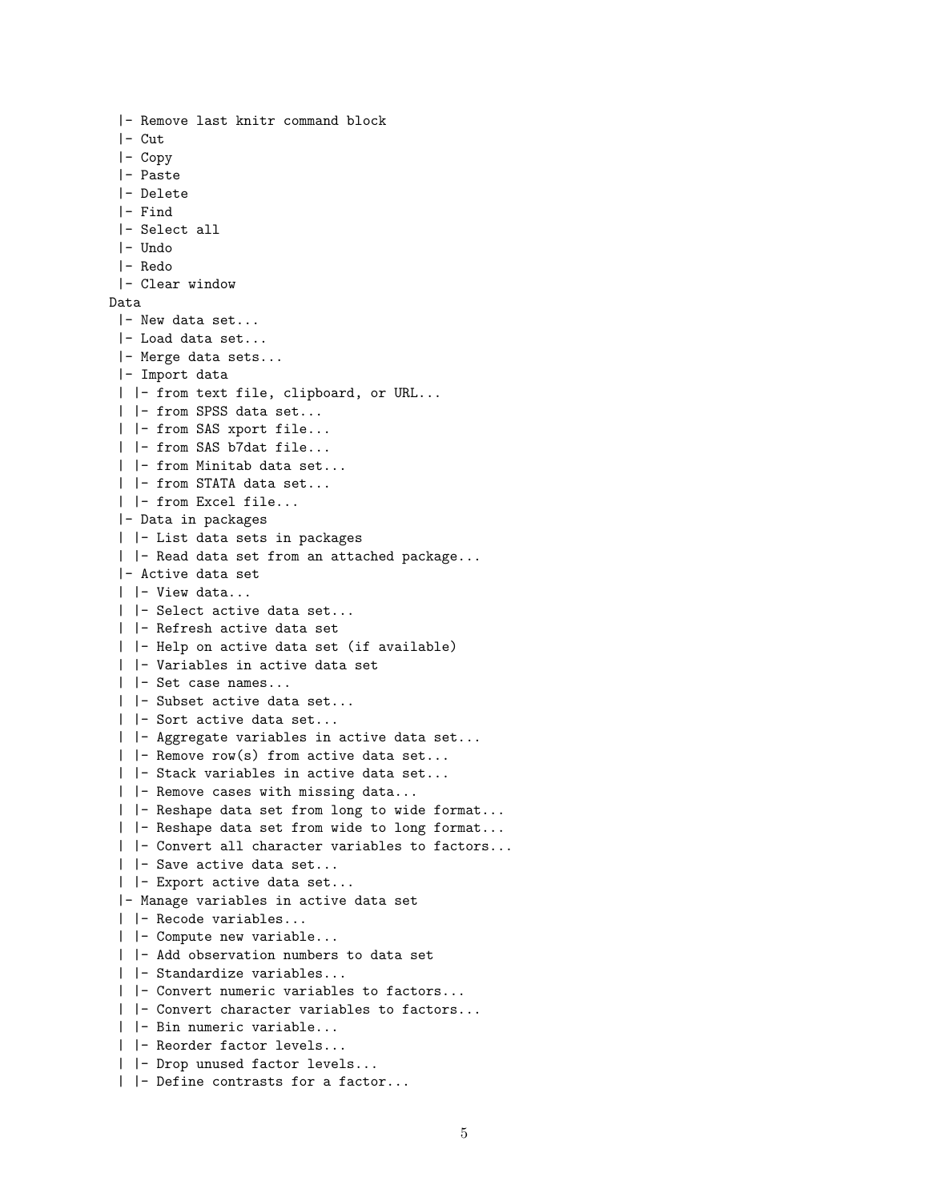```
 |- Remove last knitr command block
 |- Cut
 |- Copy
 |- Paste
 |- Delete
 |- Find
 |- Select all
 |- Undo
 |- Redo
 |- Clear window
Data
 |- New data set...
 |- Load data set...
 |- Merge data sets...
 |- Import data
 | |- from text file, clipboard, or URL...
 | |- from SPSS data set...
 | |- from SAS xport file...
 | |- from SAS b7dat file...
 | |- from Minitab data set...
 | |- from STATA data set...
 | |- from Excel file...
 |- Data in packages
 | |- List data sets in packages
 | |- Read data set from an attached package...
 |- Active data set
 | |- View data...
 | |- Select active data set...
 | |- Refresh active data set
 | |- Help on active data set (if available)
 | |- Variables in active data set
 | |- Set case names...
 | |- Subset active data set...
 | |- Sort active data set...
 | |- Aggregate variables in active data set...
 | |- Remove row(s) from active data set...
 | |- Stack variables in active data set...
 | |- Remove cases with missing data...
 | |- Reshape data set from long to wide format...
 | |- Reshape data set from wide to long format...
 | |- Convert all character variables to factors...
 | |- Save active data set...
 | |- Export active data set...
 |- Manage variables in active data set
 | |- Recode variables...
 | |- Compute new variable...
 | |- Add observation numbers to data set
 | |- Standardize variables...
 | |- Convert numeric variables to factors...
 | |- Convert character variables to factors...
 | |- Bin numeric variable...
 | |- Reorder factor levels...
 | |- Drop unused factor levels...
 | |- Define contrasts for a factor...
```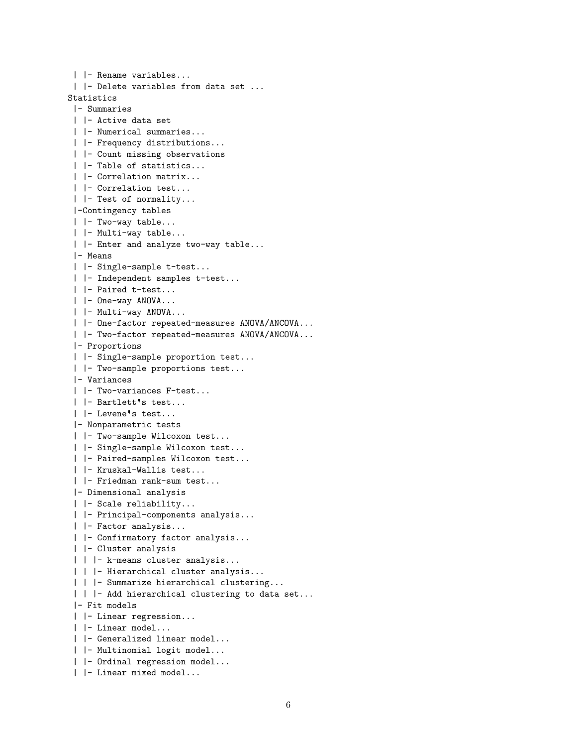```
 | |- Rename variables...
 | |- Delete variables from data set ...
Statistics
 |- Summaries
 | |- Active data set
 | |- Numerical summaries...
 | |- Frequency distributions...
 | |- Count missing observations
 | |- Table of statistics...
 | |- Correlation matrix...
 | |- Correlation test...
 | |- Test of normality...
 |-Contingency tables
 | |- Two-way table...
 | |- Multi-way table...
 | |- Enter and analyze two-way table...
 |- Means
 | |- Single-sample t-test...
 | |- Independent samples t-test...
 | |- Paired t-test...
 | |- One-way ANOVA...
 | |- Multi-way ANOVA...
 | |- One-factor repeated-measures ANOVA/ANCOVA...
 | |- Two-factor repeated-measures ANOVA/ANCOVA...
 |- Proportions
 | |- Single-sample proportion test...
 | |- Two-sample proportions test...
 |- Variances
 | |- Two-variances F-test...
 | |- Bartlett's test...
 | |- Levene's test...
 |- Nonparametric tests
 | |- Two-sample Wilcoxon test...
 | |- Single-sample Wilcoxon test...
 | |- Paired-samples Wilcoxon test...
 | |- Kruskal-Wallis test...
 | |- Friedman rank-sum test...
 |- Dimensional analysis
 | |- Scale reliability...
 | |- Principal-components analysis...
 | |- Factor analysis...
 | |- Confirmatory factor analysis...
 | |- Cluster analysis
 | | |- k-means cluster analysis...
 | | |- Hierarchical cluster analysis...
 | | |- Summarize hierarchical clustering...
 | | |- Add hierarchical clustering to data set...
 |- Fit models
 | |- Linear regression...
 | |- Linear model...
 | |- Generalized linear model...
 | |- Multinomial logit model...
 | |- Ordinal regression model...
 | |- Linear mixed model...
```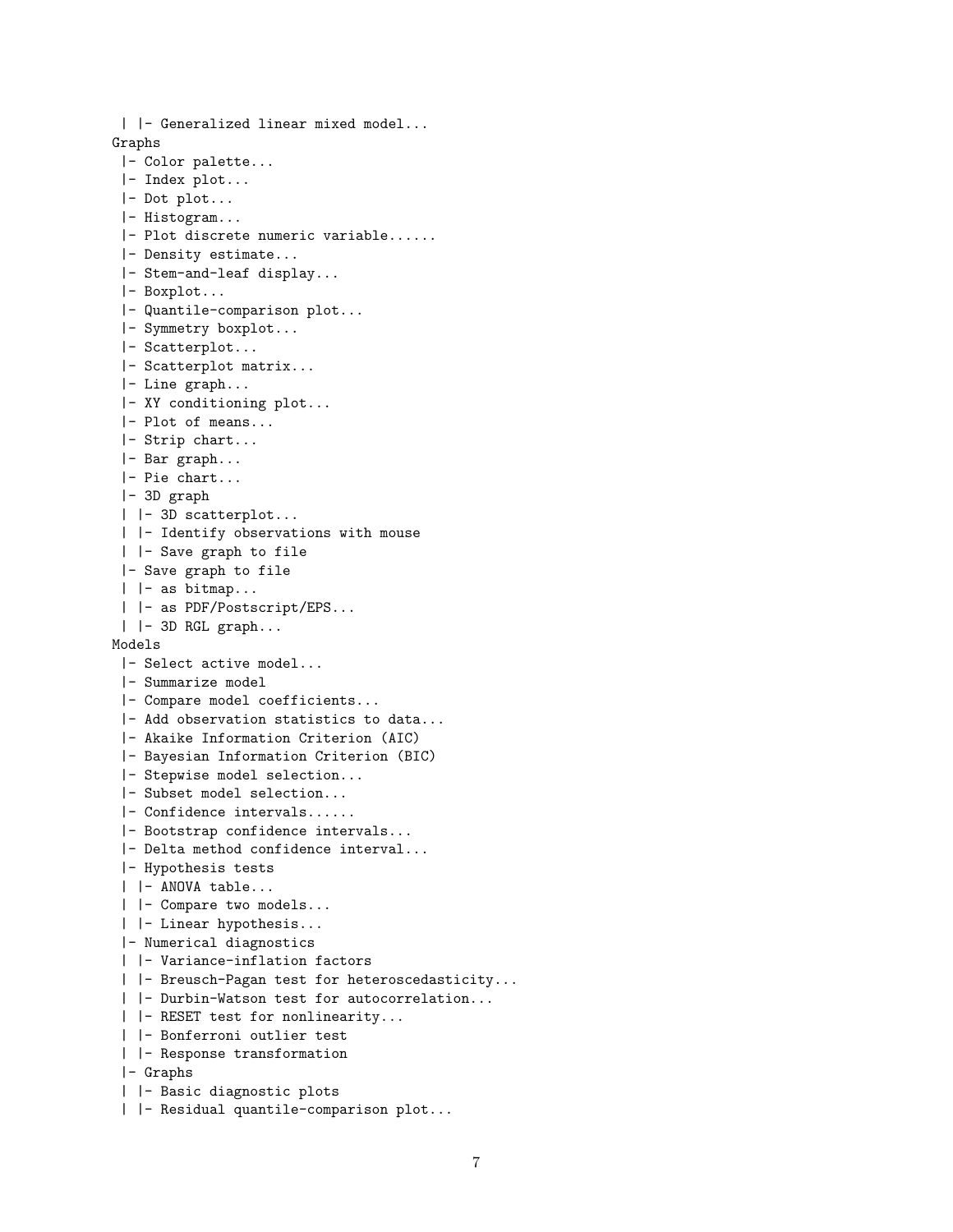```
 | |- Generalized linear mixed model...
Graphs
 |- Color palette...
 |- Index plot...
 |- Dot plot...
 |- Histogram...
 |- Plot discrete numeric variable......
 |- Density estimate...
 |- Stem-and-leaf display...
 |- Boxplot...
 |- Quantile-comparison plot...
 |- Symmetry boxplot...
 |- Scatterplot...
 |- Scatterplot matrix...
 |- Line graph...
 |- XY conditioning plot...
 |- Plot of means...
 |- Strip chart...
 |- Bar graph...
 |- Pie chart...
 |- 3D graph
 | |- 3D scatterplot...
 | |- Identify observations with mouse
 | |- Save graph to file
 |- Save graph to file
 | |- as bitmap...
 | |- as PDF/Postscript/EPS...
 | |- 3D RGL graph...
Models
 |- Select active model...
 |- Summarize model
 |- Compare model coefficients...
 |- Add observation statistics to data...
 |- Akaike Information Criterion (AIC)
 |- Bayesian Information Criterion (BIC)
 |- Stepwise model selection...
 |- Subset model selection...
 |- Confidence intervals......
 |- Bootstrap confidence intervals...
 |- Delta method confidence interval...
 |- Hypothesis tests
 | |- ANOVA table...
 | |- Compare two models...
 | |- Linear hypothesis...
 |- Numerical diagnostics
 | |- Variance-inflation factors
 | |- Breusch-Pagan test for heteroscedasticity...
 | |- Durbin-Watson test for autocorrelation...
 | |- RESET test for nonlinearity...
 | |- Bonferroni outlier test
 | |- Response transformation
 |- Graphs
 | |- Basic diagnostic plots
 | |- Residual quantile-comparison plot...
```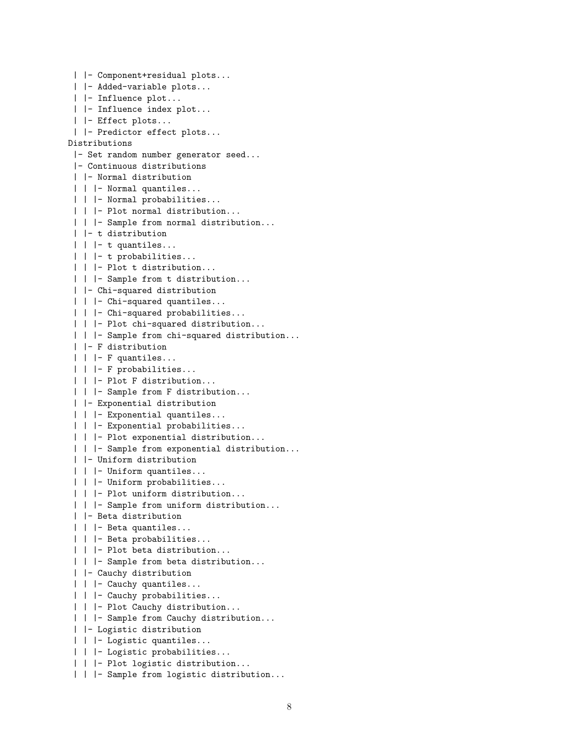```
 | |- Component+residual plots...
 | |- Added-variable plots...
 | |- Influence plot...
 | |- Influence index plot...
 | |- Effect plots...
 | |- Predictor effect plots...
Distributions
 |- Set random number generator seed...
 |- Continuous distributions
 | |- Normal distribution
 | | |- Normal quantiles...
 | | |- Normal probabilities...
 | | |- Plot normal distribution...
 | | |- Sample from normal distribution...
 | |- t distribution
 | | |- t quantiles...
 | | |- t probabilities...
 | | |- Plot t distribution...
 | | |- Sample from t distribution...
 | |- Chi-squared distribution
 | | |- Chi-squared quantiles...
 | | |- Chi-squared probabilities...
 | | |- Plot chi-squared distribution...
 | | |- Sample from chi-squared distribution...
 | |- F distribution
 | | |- F quantiles...
 | | |- F probabilities...
 | | |- Plot F distribution...
 | | |- Sample from F distribution...
 | |- Exponential distribution
 | | |- Exponential quantiles...
 | | |- Exponential probabilities...
 | | |- Plot exponential distribution...
 | | |- Sample from exponential distribution...
 | |- Uniform distribution
 | | |- Uniform quantiles...
 | | |- Uniform probabilities...
 | | |- Plot uniform distribution...
 | | |- Sample from uniform distribution...
 | |- Beta distribution
 | | |- Beta quantiles...
 | | |- Beta probabilities...
 | | |- Plot beta distribution...
 | | |- Sample from beta distribution...
 | |- Cauchy distribution
 | | |- Cauchy quantiles...
 | | |- Cauchy probabilities...
 | | |- Plot Cauchy distribution...
 | | |- Sample from Cauchy distribution...
 | |- Logistic distribution
 | | |- Logistic quantiles...
 | | |- Logistic probabilities...
 | | |- Plot logistic distribution...
 | | |- Sample from logistic distribution...
```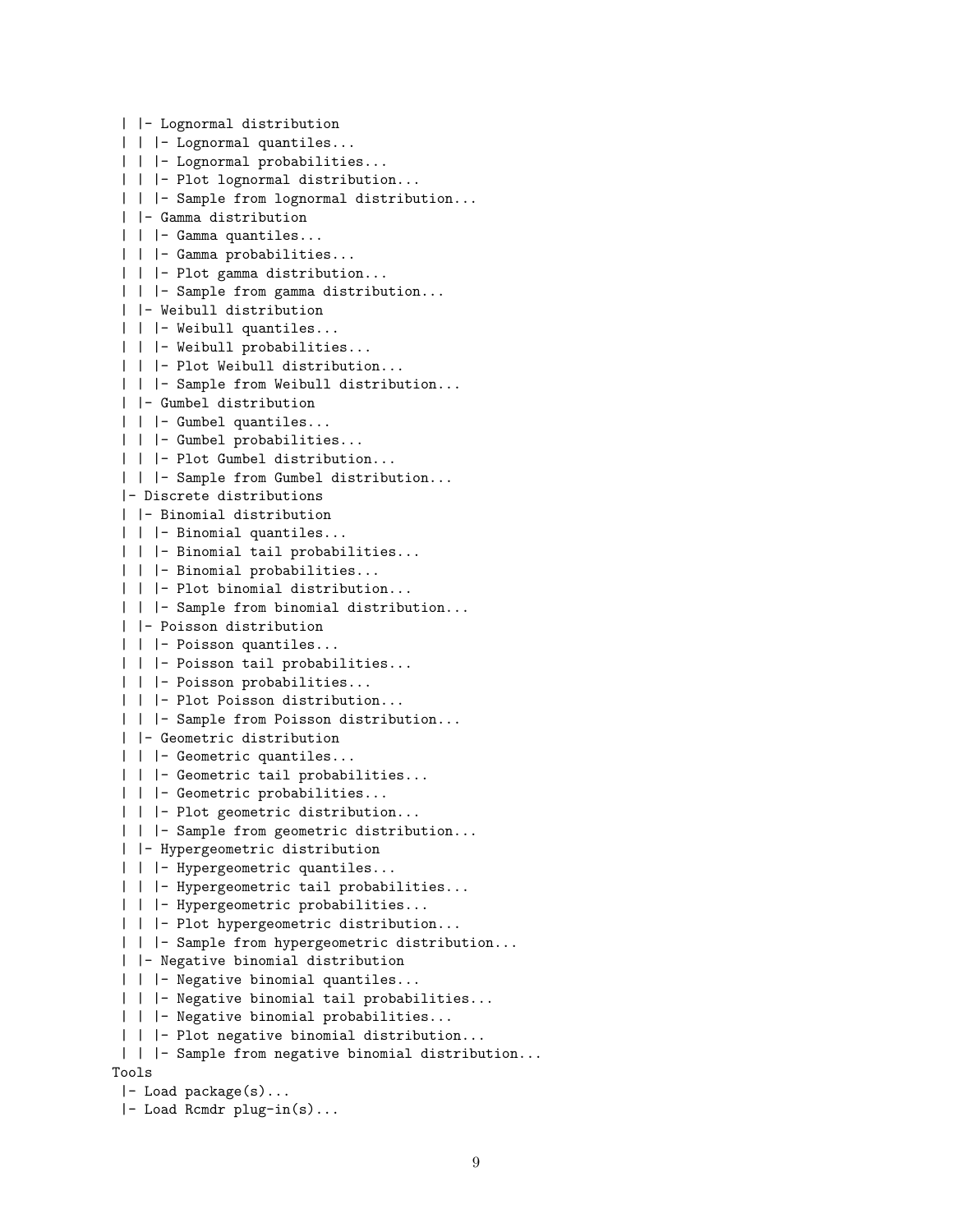```
 | |- Lognormal distribution
 | | |- Lognormal quantiles...
 | | |- Lognormal probabilities...
 | | |- Plot lognormal distribution...
 | | |- Sample from lognormal distribution...
 | |- Gamma distribution
 | | |- Gamma quantiles...
 | | |- Gamma probabilities...
 | | |- Plot gamma distribution...
 | | |- Sample from gamma distribution...
 | |- Weibull distribution
 | | |- Weibull quantiles...
 | | |- Weibull probabilities...
 | | |- Plot Weibull distribution...
 | | |- Sample from Weibull distribution...
 | |- Gumbel distribution
 | | |- Gumbel quantiles...
 | | |- Gumbel probabilities...
 | | |- Plot Gumbel distribution...
 | | |- Sample from Gumbel distribution...
 |- Discrete distributions
 | |- Binomial distribution
 | | |- Binomial quantiles...
 | | |- Binomial tail probabilities...
 | | |- Binomial probabilities...
 | | |- Plot binomial distribution...
 | | |- Sample from binomial distribution...
 | |- Poisson distribution
 | | |- Poisson quantiles...
 | | |- Poisson tail probabilities...
 | | |- Poisson probabilities...
 | | |- Plot Poisson distribution...
 | | |- Sample from Poisson distribution...
 | |- Geometric distribution
 | | |- Geometric quantiles...
 | | |- Geometric tail probabilities...
 | | |- Geometric probabilities...
 | | |- Plot geometric distribution...
 | | |- Sample from geometric distribution...
 | |- Hypergeometric distribution
 | | |- Hypergeometric quantiles...
 | | |- Hypergeometric tail probabilities...
 | | |- Hypergeometric probabilities...
 | | |- Plot hypergeometric distribution...
 | | |- Sample from hypergeometric distribution...
 | |- Negative binomial distribution
 | | |- Negative binomial quantiles...
 | | |- Negative binomial tail probabilities...
 | | |- Negative binomial probabilities...
 | | |- Plot negative binomial distribution...
 | | |- Sample from negative binomial distribution...
Tools
 |- Load package(s)...
 |- Load Rcmdr plug-in(s)...
```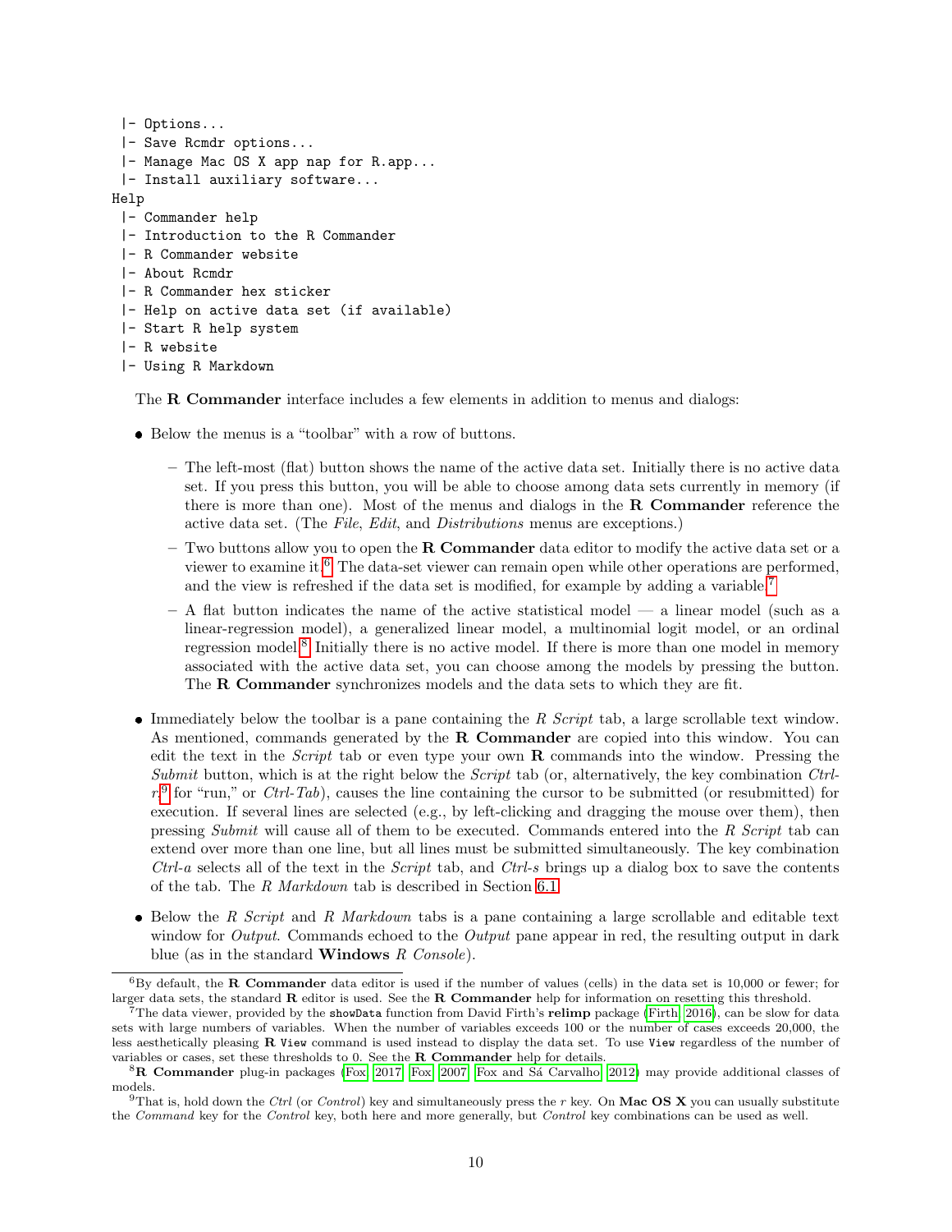```
 |- Options...
 |- Save Rcmdr options...
 |- Manage Mac OS X app nap for R.app...
 |- Install auxiliary software...
Help
 |- Commander help
 |- Introduction to the R Commander
 |- R Commander website
 |- About Rcmdr
 |- R Commander hex sticker
 |- Help on active data set (if available)
 |- Start R help system
 |- R website
 |- Using R Markdown
```

The **R Commander** interface includes a few elements in addition to menus and dialogs:

- Below the menus is a "toolbar" with a row of buttons.
  - The left-most (flat) button shows the name of the active data set. Initially there is no active data set. If you press this button, you will be able to choose among data sets currently in memory (if there is more than one). Most of the menus and dialogs in the **R Commander** reference the active data set. (The *File*, *Edit*, and *Distributions* menus are exceptions.)
  - Two buttons allow you to open the **R Commander** data editor to modify the active data set or a viewer to examine it.[6] The data-set viewer can remain open while other operations are performed, and the view is refreshed if the data set is modified, for example by adding a variable.[7]
  - A flat button indicates the name of the active statistical model — a linear model (such as a linear-regression model), a generalized linear model, a multinomial logit model, or an ordinal regression model.[8] Initially there is no active model. If there is more than one model in memory associated with the active data set, you can choose among the models by pressing the button. The **R Commander** synchronizes models and the data sets to which they are fit.

- Immediately below the toolbar is a pane containing the *R Script* tab, a large scrollable text window. As mentioned, commands generated by the **R Commander** are copied into this window. You can edit the text in the *Script* tab or even type your own **R** commands into the window. Pressing the *Submit* button, which is at the right below the *Script* tab (or, alternatively, the key combination *Ctrl-r*,[9] for "run," or *Ctrl-Tab*), causes the line containing the cursor to be submitted (or resubmitted) for execution. If several lines are selected (e.g., by left-clicking and dragging the mouse over them), then pressing *Submit* will cause all of them to be executed. Commands entered into the *R Script* tab can extend over more than one line, but all lines must be submitted simultaneously. The key combination *Ctrl-a* selects all of the text in the *Script* tab, and *Ctrl-s* brings up a dialog box to save the contents of the tab. The *R Markdown* tab is described in Section 6.1.

- Below the *R Script* and *R Markdown* tabs is a pane containing a large scrollable and editable text window for *Output*. Commands echoed to the *Output* pane appear in red, the resulting output in dark blue (as in the standard **Windows** *R Console*).

---

[6] By default, the **R Commander** data editor is used if the number of values (cells) in the data set is 10,000 or fewer; for larger data sets, the standard **R** editor is used. See the **R Commander** help for information on resetting this threshold.

[7] The data viewer, provided by the `showData` function from David Firth's **relimp** package (Firth, 2016), can be slow for data sets with large numbers of variables. When the number of variables exceeds 100 or the number of cases exceeds 20,000, the less aesthetically pleasing **R** `View` command is used instead to display the data set. To use `View` regardless of the number of variables or cases, set these thresholds to 0. See the **R Commander** help for details.

[8] **R Commander** plug-in packages (Fox, 2017; Fox, 2007; Fox and Sá Carvalho, 2012) may provide additional classes of models.

[9] That is, hold down the *Ctrl* (or *Control*) key and simultaneously press the *r* key. On **Mac OS X** you can usually substitute the *Command* key for the *Control* key, both here and more generally, but *Control* key combinations can be used as well.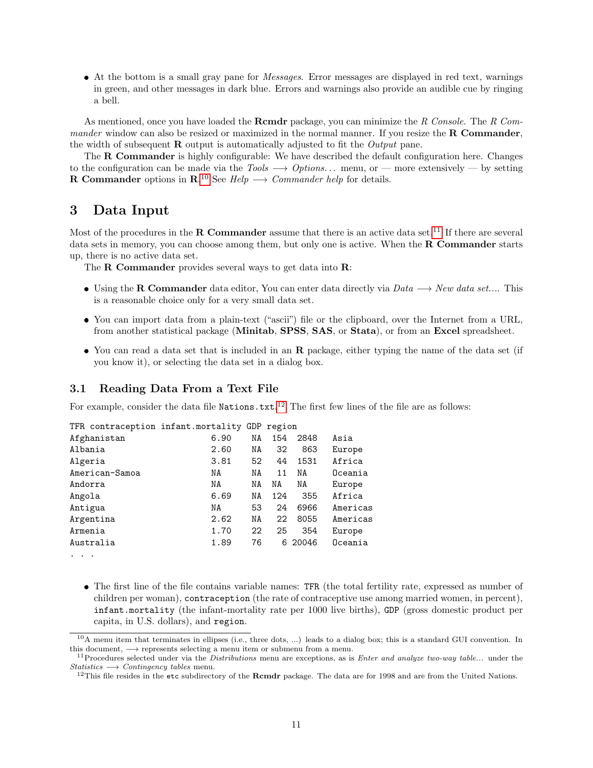- At the bottom is a small gray pane for *Messages*. Error messages are displayed in red text, warnings in green, and other messages in dark blue. Errors and warnings also provide an audible cue by ringing a bell.

As mentioned, once you have loaded the **Rcmdr** package, you can minimize the *R Console*. The *R Commander* window can also be resized or maximized in the normal manner. If you resize the **R Commander**, the width of subsequent **R** output is automatically adjusted to fit the *Output* pane.

The **R Commander** is highly configurable: We have described the default configuration here. Changes to the configuration can be made via the *Tools* ⟶ *Options...* menu, or — more extensively — by setting **R Commander** options in **R**.[10] See *Help* ⟶ *Commander help* for details.

# 3 Data Input

Most of the procedures in the **R Commander** assume that there is an active data set.[11] If there are several data sets in memory, you can choose among them, but only one is active. When the **R Commander** starts up, there is no active data set.

The **R Commander** provides several ways to get data into **R**:

- Using the **R Commander** data editor, You can enter data directly via *Data* ⟶ *New data set...*. This is a reasonable choice only for a very small data set.
- You can import data from a plain-text ("ascii") file or the clipboard, over the Internet from a URL, from another statistical package (**Minitab**, **SPSS**, **SAS**, or **Stata**), or from an **Excel** spreadsheet.
- You can read a data set that is included in an **R** package, either typing the name of the data set (if you know it), or selecting the data set in a dialog box.

## 3.1 Reading Data From a Text File

For example, consider the data file `Nations.txt`.[12] The first few lines of the file are as follows:

```
TFR contraception infant.mortality GDP region
Afghanistan                 6.90    NA  154  2848    Asia
Albania                     2.60    NA   32   863    Europe
Algeria                     3.81    52   44  1531    Africa
American-Samoa              NA      NA   11  NA      Oceania
Andorra                     NA      NA  NA   NA      Europe
Angola                      6.69    NA  124   355    Africa
Antigua                     NA      53   24  6966    Americas
Argentina                   2.62    NA   22  8055    Americas
Armenia                     1.70    22   25   354    Europe
Australia                   1.89    76    6 20046    Oceania
. . .
```

- The first line of the file contains variable names: `TFR` (the total fertility rate, expressed as number of children per woman), `contraception` (the rate of contraceptive use among married women, in percent), `infant.mortality` (the infant-mortality rate per 1000 live births), `GDP` (gross domestic product per capita, in U.S. dollars), and `region`.

---

[10] A menu item that terminates in ellipses (i.e., three dots, ...) leads to a dialog box; this is a standard GUI convention. In this document, ⟶ represents selecting a menu item or submenu from a menu.

[11] Procedures selected under via the *Distributions* menu are exceptions, as is *Enter and analyze two-way table...* under the *Statistics* ⟶ *Contingency tables* menu.

[12] This file resides in the `etc` subdirectory of the **Rcmdr** package. The data are for 1998 and are from the United Nations.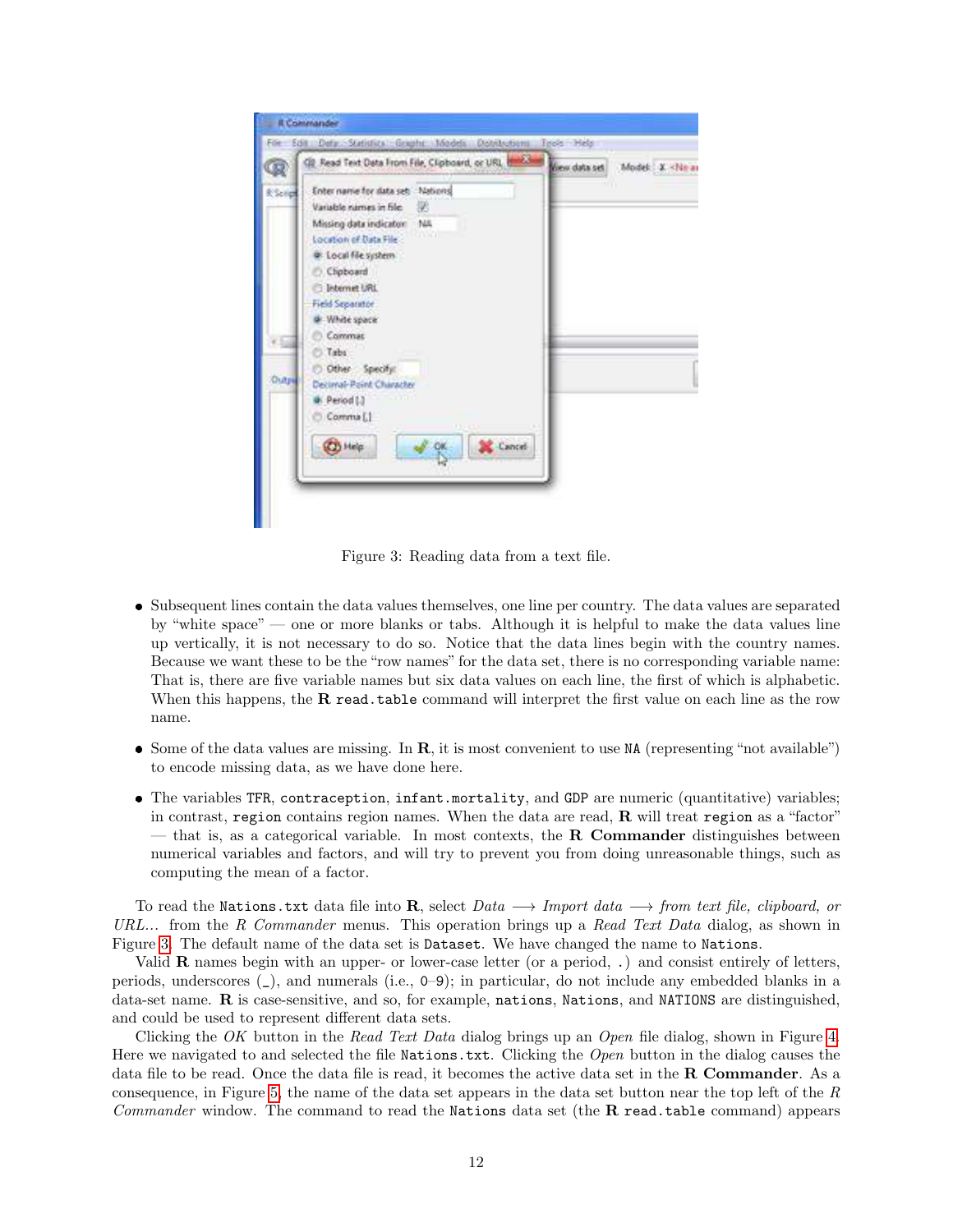Figure 3: Reading data from a text file.

- Subsequent lines contain the data values themselves, one line per country. The data values are separated by "white space" — one or more blanks or tabs. Although it is helpful to make the data values line up vertically, it is not necessary to do so. Notice that the data lines begin with the country names. Because we want these to be the "row names" for the data set, there is no corresponding variable name: That is, there are five variable names but six data values on each line, the first of which is alphabetic. When this happens, the **R** `read.table` command will interpret the first value on each line as the row name.

- Some of the data values are missing. In **R**, it is most convenient to use `NA` (representing "not available") to encode missing data, as we have done here.

- The variables `TFR`, `contraception`, `infant.mortality`, and `GDP` are numeric (quantitative) variables; in contrast, `region` contains region names. When the data are read, **R** will treat `region` as a "factor" — that is, as a categorical variable. In most contexts, the **R Commander** distinguishes between numerical variables and factors, and will try to prevent you from doing unreasonable things, such as computing the mean of a factor.

To read the `Nations.txt` data file into **R**, select *Data* ⟶ *Import data* ⟶ *from text file, clipboard, or URL...* from the *R Commander* menus. This operation brings up a *Read Text Data* dialog, as shown in Figure 3. The default name of the data set is `Dataset`. We have changed the name to `Nations`.

Valid **R** names begin with an upper- or lower-case letter (or a period, `.`) and consist entirely of letters, periods, underscores (`_`), and numerals (i.e., `0`–`9`); in particular, do not include any embedded blanks in a data-set name. **R** is case-sensitive, and so, for example, `nations`, `Nations`, and `NATIONS` are distinguished, and could be used to represent different data sets.

Clicking the *OK* button in the *Read Text Data* dialog brings up an *Open* file dialog, shown in Figure 4. Here we navigated to and selected the file `Nations.txt`. Clicking the *Open* button in the dialog causes the data file to be read. Once the data file is read, it becomes the active data set in the **R Commander**. As a consequence, in Figure 5, the name of the data set appears in the data set button near the top left of the *R Commander* window. The command to read the `Nations` data set (the **R** `read.table` command) appears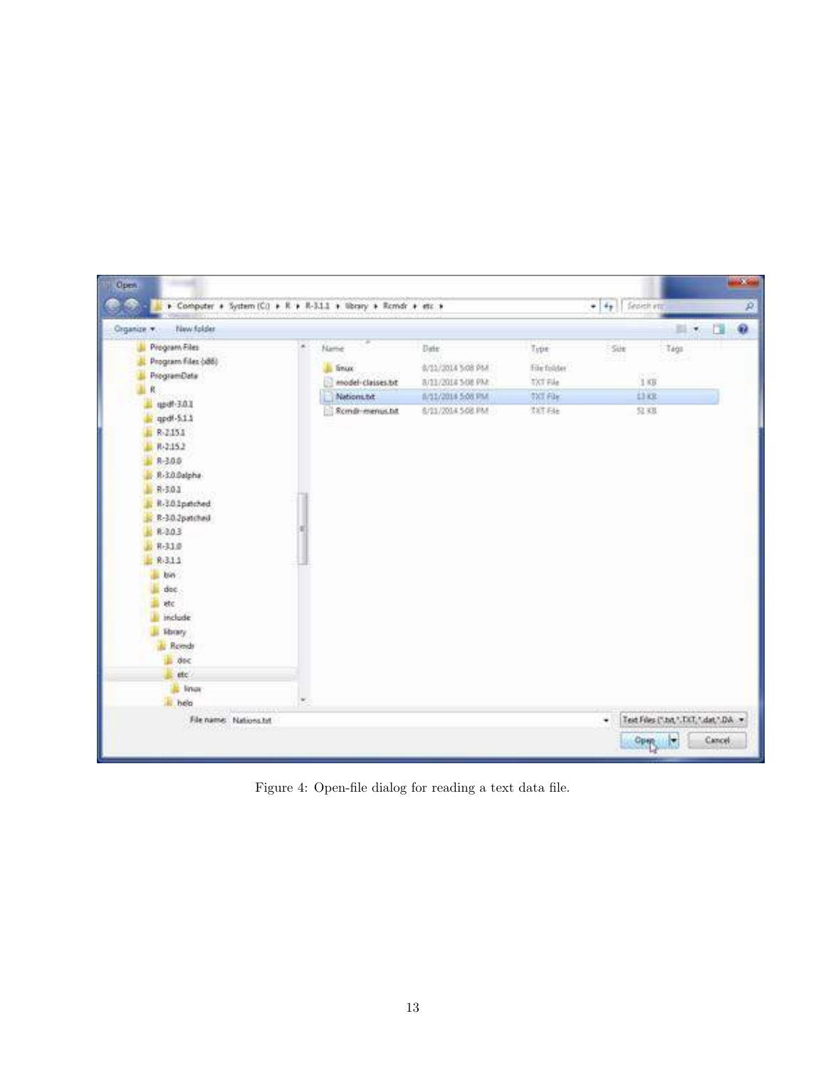Figure 4: Open-file dialog for reading a text data file.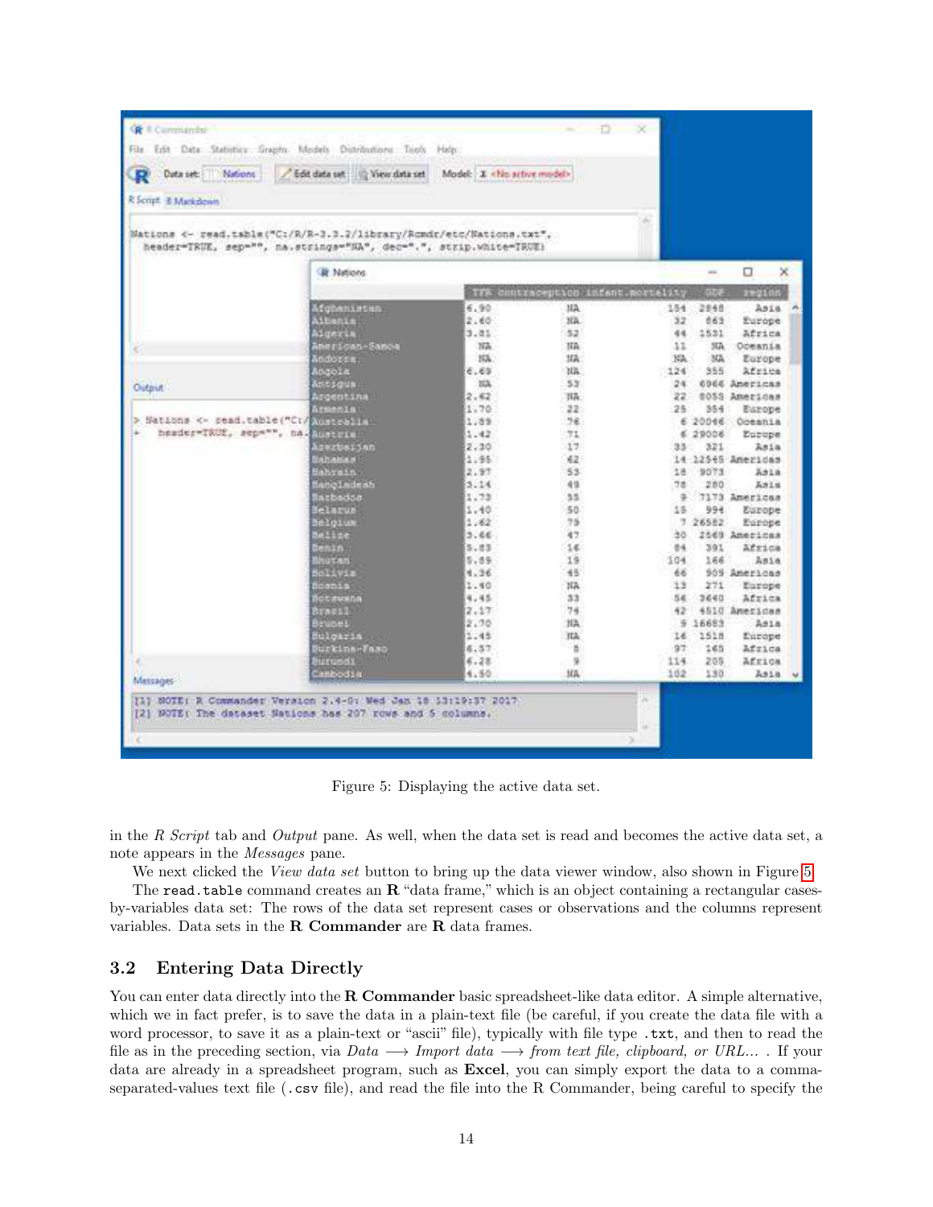Figure 5: Displaying the active data set.

in the *R Script* tab and *Output* pane. As well, when the data set is read and becomes the active data set, a note appears in the *Messages* pane.

We next clicked the *View data set* button to bring up the data viewer window, also shown in Figure 5.

The `read.table` command creates an **R** "data frame," which is an object containing a rectangular cases-by-variables data set: The rows of the data set represent cases or observations and the columns represent variables. Data sets in the **R Commander** are **R** data frames.

## 3.2 Entering Data Directly

You can enter data directly into the **R Commander** basic spreadsheet-like data editor. A simple alternative, which we in fact prefer, is to save the data in a plain-text file (be careful, if you create the data file with a word processor, to save it as a plain-text or "ascii" file), typically with file type `.txt`, and then to read the file as in the preceding section, via *Data* ⟶ *Import data* ⟶ *from text file, clipboard, or URL...* . If your data are already in a spreadsheet program, such as **Excel**, you can simply export the data to a comma-separated-values text file (`.csv` file), and read the file into the R Commander, being careful to specify the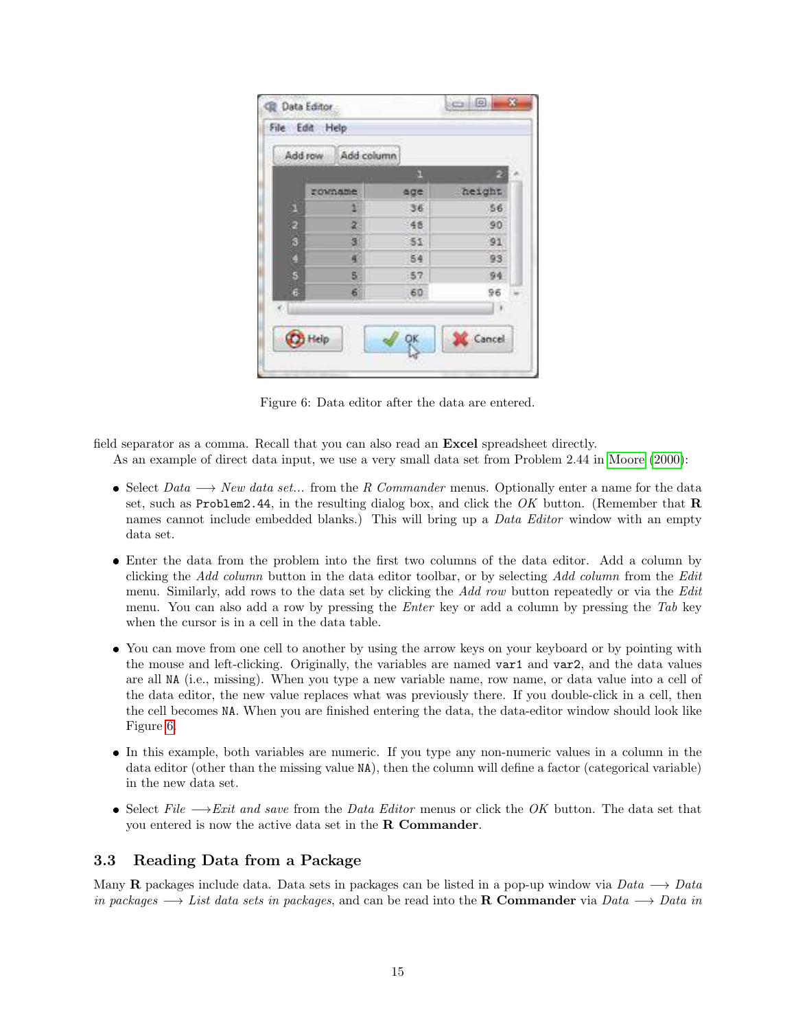Figure 6: Data editor after the data are entered.

field separator as a comma. Recall that you can also read an **Excel** spreadsheet directly.

As an example of direct data input, we use a very small data set from Problem 2.44 in Moore (2000):

- Select *Data* ⟶ *New data set...* from the *R Commander* menus. Optionally enter a name for the data set, such as `Problem2.44`, in the resulting dialog box, and click the *OK* button. (Remember that **R** names cannot include embedded blanks.) This will bring up a *Data Editor* window with an empty data set.

- Enter the data from the problem into the first two columns of the data editor. Add a column by clicking the *Add column* button in the data editor toolbar, or by selecting *Add column* from the *Edit* menu. Similarly, add rows to the data set by clicking the *Add row* button repeatedly or via the *Edit* menu. You can also add a row by pressing the *Enter* key or add a column by pressing the *Tab* key when the cursor is in a cell in the data table.

- You can move from one cell to another by using the arrow keys on your keyboard or by pointing with the mouse and left-clicking. Originally, the variables are named `var1` and `var2`, and the data values are all `NA` (i.e., missing). When you type a new variable name, row name, or data value into a cell of the data editor, the new value replaces what was previously there. If you double-click in a cell, then the cell becomes `NA`. When you are finished entering the data, the data-editor window should look like Figure 6.

- In this example, both variables are numeric. If you type any non-numeric values in a column in the data editor (other than the missing value `NA`), then the column will define a factor (categorical variable) in the new data set.

- Select *File* ⟶*Exit and save* from the *Data Editor* menus or click the *OK* button. The data set that you entered is now the active data set in the **R Commander**.

## 3.3 Reading Data from a Package

Many **R** packages include data. Data sets in packages can be listed in a pop-up window via *Data* ⟶ *Data in packages* ⟶ *List data sets in packages*, and can be read into the **R Commander** via *Data* ⟶ *Data in*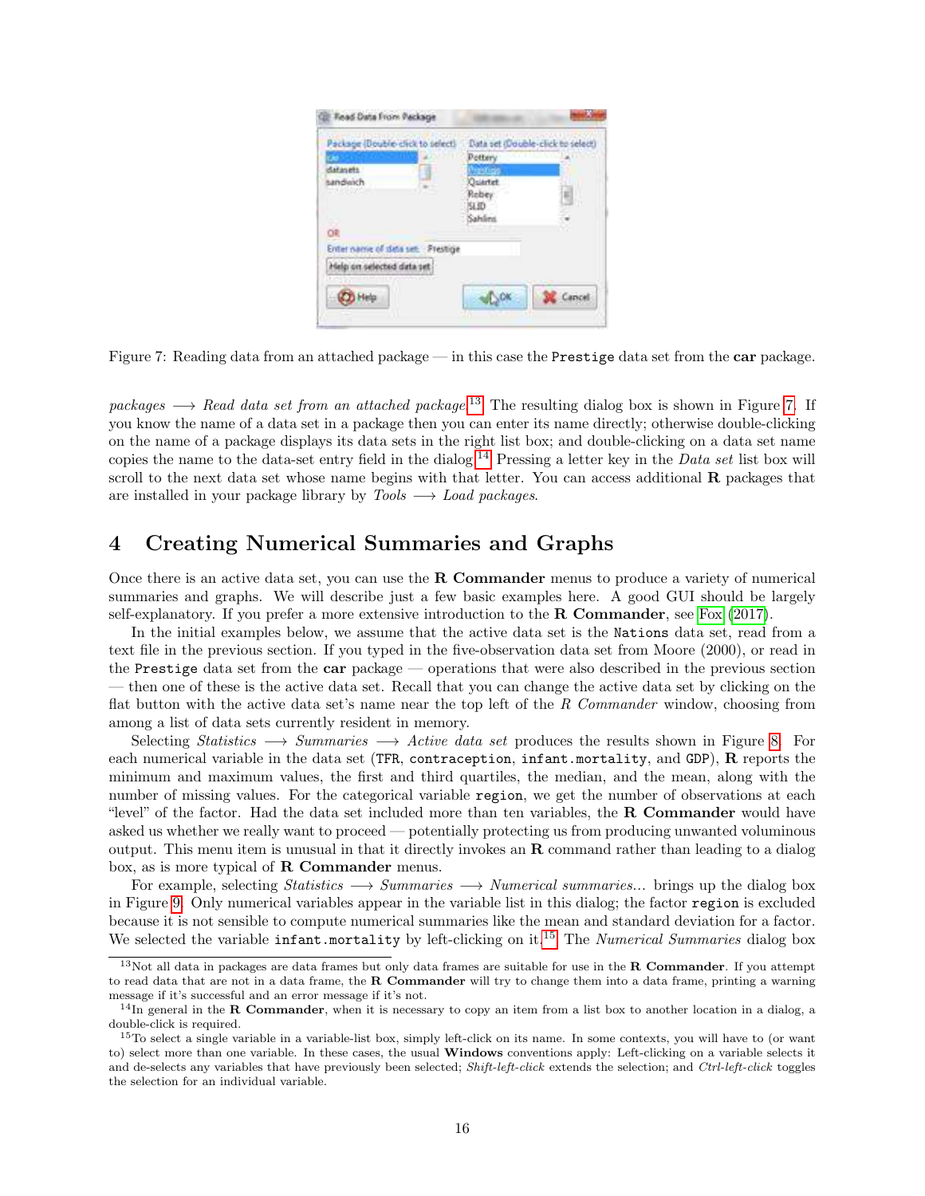Figure 7: Reading data from an attached package — in this case the `Prestige` data set from the **car** package.

*packages* ⟶ *Read data set from an attached package*.[13] The resulting dialog box is shown in Figure 7. If you know the name of a data set in a package then you can enter its name directly; otherwise double-clicking on the name of a package displays its data sets in the right list box; and double-clicking on a data set name copies the name to the data-set entry field in the dialog.[14] Pressing a letter key in the *Data set* list box will scroll to the next data set whose name begins with that letter. You can access additional **R** packages that are installed in your package library by *Tools* ⟶ *Load packages*.

# 4 Creating Numerical Summaries and Graphs

Once there is an active data set, you can use the **R Commander** menus to produce a variety of numerical summaries and graphs. We will describe just a few basic examples here. A good GUI should be largely self-explanatory. If you prefer a more extensive introduction to the **R Commander**, see Fox (2017).

In the initial examples below, we assume that the active data set is the `Nations` data set, read from a text file in the previous section. If you typed in the five-observation data set from Moore (2000), or read in the `Prestige` data set from the **car** package — operations that were also described in the previous section — then one of these is the active data set. Recall that you can change the active data set by clicking on the flat button with the active data set's name near the top left of the *R Commander* window, choosing from among a list of data sets currently resident in memory.

Selecting *Statistics* ⟶ *Summaries* ⟶ *Active data set* produces the results shown in Figure 8. For each numerical variable in the data set (`TFR`, `contraception`, `infant.mortality`, and `GDP`), **R** reports the minimum and maximum values, the first and third quartiles, the median, and the mean, along with the number of missing values. For the categorical variable `region`, we get the number of observations at each "level" of the factor. Had the data set included more than ten variables, the **R Commander** would have asked us whether we really want to proceed — potentially protecting us from producing unwanted voluminous output. This menu item is unusual in that it directly invokes an **R** command rather than leading to a dialog box, as is more typical of **R Commander** menus.

For example, selecting *Statistics* ⟶ *Summaries* ⟶ *Numerical summaries...* brings up the dialog box in Figure 9. Only numerical variables appear in the variable list in this dialog; the factor `region` is excluded because it is not sensible to compute numerical summaries like the mean and standard deviation for a factor. We selected the variable `infant.mortality` by left-clicking on it.[15] The *Numerical Summaries* dialog box

---

[13] Not all data in packages are data frames but only data frames are suitable for use in the **R Commander**. If you attempt to read data that are not in a data frame, the **R Commander** will try to change them into a data frame, printing a warning message if it's successful and an error message if it's not.

[14] In general in the **R Commander**, when it is necessary to copy an item from a list box to another location in a dialog, a double-click is required.

[15] To select a single variable in a variable-list box, simply left-click on its name. In some contexts, you will have to (or want to) select more than one variable. In these cases, the usual **Windows** conventions apply: Left-clicking on a variable selects it and de-selects any variables that have previously been selected; *Shift-left-click* extends the selection; and *Ctrl-left-click* toggles the selection for an individual variable.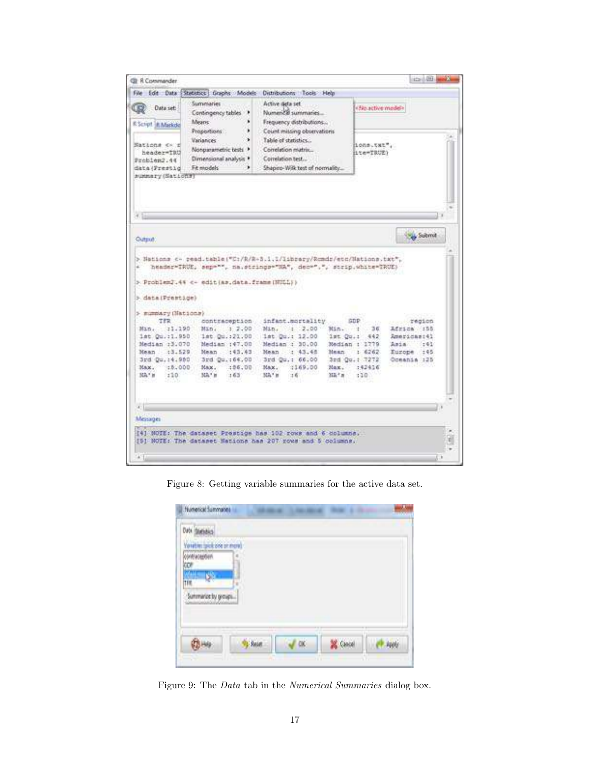Figure 8: Getting variable summaries for the active data set.

Figure 9: The *Data* tab in the *Numerical Summaries* dialog box.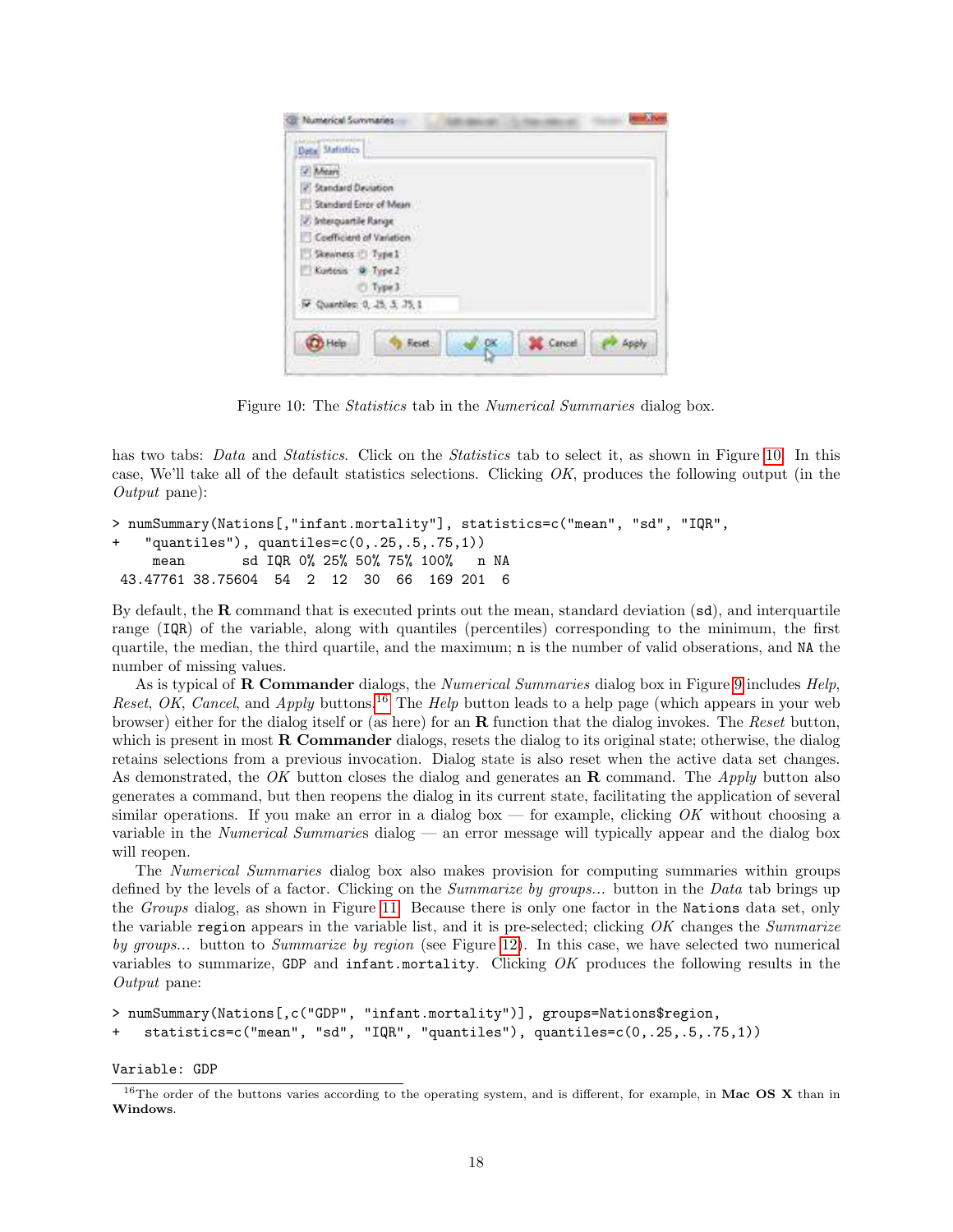Figure 10: The *Statistics* tab in the *Numerical Summaries* dialog box.

has two tabs: *Data* and *Statistics*. Click on the *Statistics* tab to select it, as shown in Figure 10. In this case, We'll take all of the default statistics selections. Clicking *OK*, produces the following output (in the *Output* pane):

```
> numSummary(Nations[,"infant.mortality"], statistics=c("mean", "sd", "IQR",
+   "quantiles"), quantiles=c(0,.25,.5,.75,1))
     mean       sd IQR 0% 25% 50% 75% 100%   n NA
 43.47761 38.75604  54  2  12  30  66  169 201  6
```

By default, the **R** command that is executed prints out the mean, standard deviation (`sd`), and interquartile range (`IQR`) of the variable, along with quantiles (percentiles) corresponding to the minimum, the first quartile, the median, the third quartile, and the maximum; `n` is the number of valid obserations, and `NA` the number of missing values.

As is typical of **R Commander** dialogs, the *Numerical Summaries* dialog box in Figure 9 includes *Help*, *Reset*, *OK*, *Cancel*, and *Apply* buttons.[16] The *Help* button leads to a help page (which appears in your web browser) either for the dialog itself or (as here) for an **R** function that the dialog invokes. The *Reset* button, which is present in most **R Commander** dialogs, resets the dialog to its original state; otherwise, the dialog retains selections from a previous invocation. Dialog state is also reset when the active data set changes. As demonstrated, the *OK* button closes the dialog and generates an **R** command. The *Apply* button also generates a command, but then reopens the dialog in its current state, facilitating the application of several similar operations. If you make an error in a dialog box — for example, clicking *OK* without choosing a variable in the *Numerical Summaries* dialog — an error message will typically appear and the dialog box will reopen.

The *Numerical Summaries* dialog box also makes provision for computing summaries within groups defined by the levels of a factor. Clicking on the *Summarize by groups...* button in the *Data* tab brings up the *Groups* dialog, as shown in Figure 11. Because there is only one factor in the `Nations` data set, only the variable `region` appears in the variable list, and it is pre-selected; clicking *OK* changes the *Summarize by groups...* button to *Summarize by region* (see Figure 12). In this case, we have selected two numerical variables to summarize, `GDP` and `infant.mortality`. Clicking *OK* produces the following results in the *Output* pane:

```
> numSummary(Nations[,c("GDP", "infant.mortality")], groups=Nations$region,
+   statistics=c("mean", "sd", "IQR", "quantiles"), quantiles=c(0,.25,.5,.75,1))

Variable: GDP
```

[16] The order of the buttons varies according to the operating system, and is different, for example, in **Mac OS X** than in **Windows**.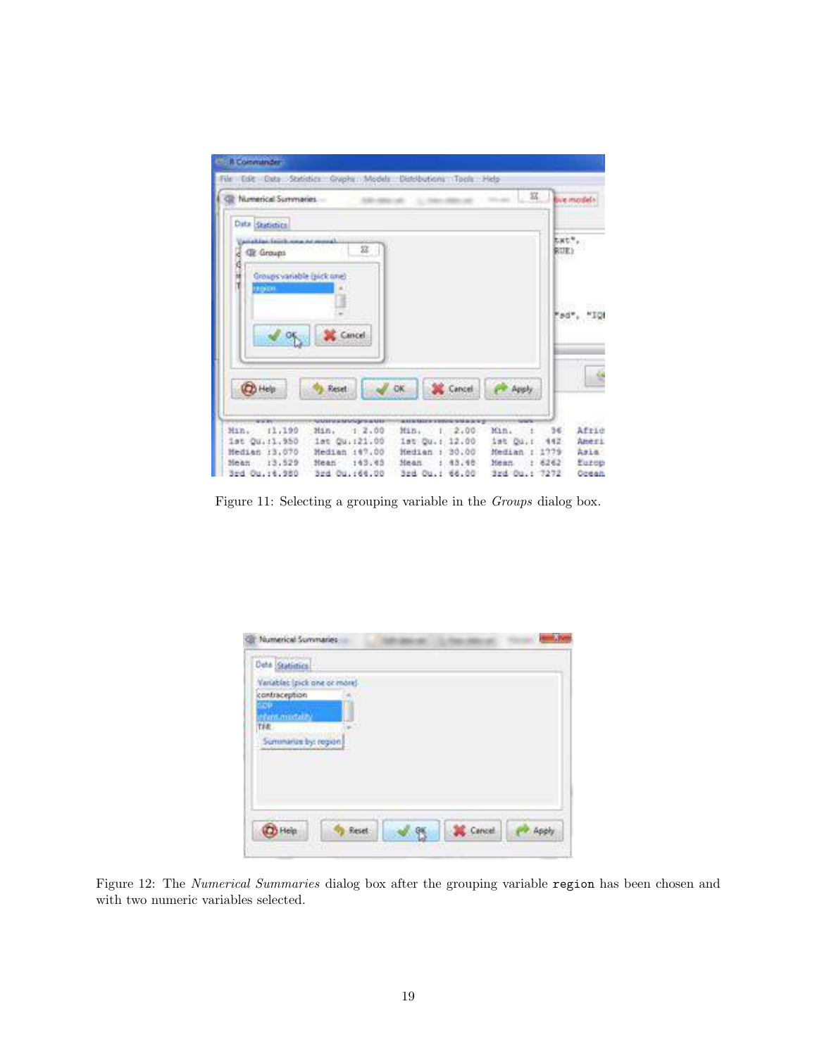Figure 11: Selecting a grouping variable in the *Groups* dialog box.

Figure 12: The *Numerical Summaries* dialog box after the grouping variable `region` has been chosen and with two numeric variables selected.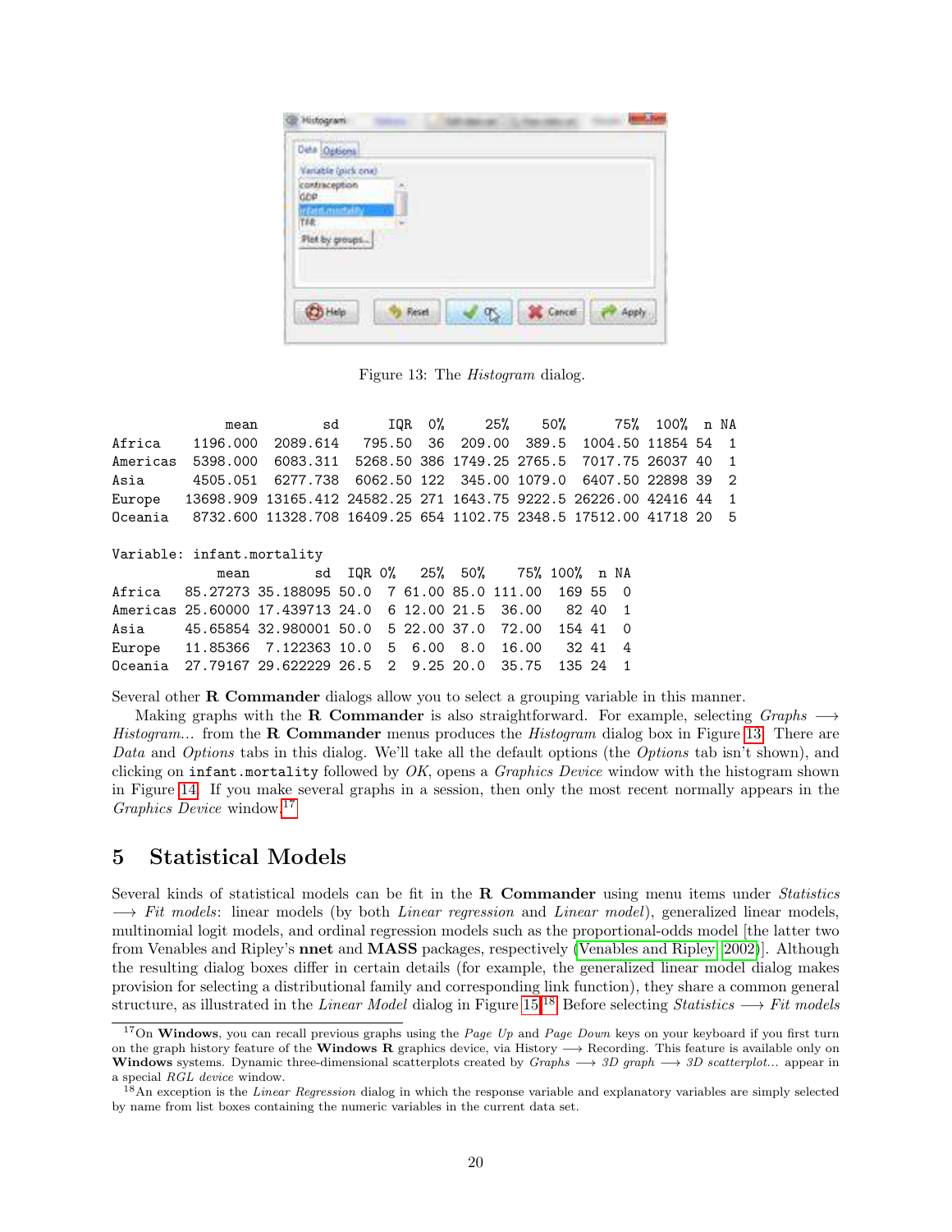Figure 13: The *Histogram* dialog.

```
              mean        sd      IQR  0%     25%    50%      75%  100%  n NA
Africa    1196.000  2089.614   795.50  36  209.00  389.5  1004.50 11854 54  1
Americas  5398.000  6083.311  5268.50 386 1749.25 2765.5  7017.75 26037 40  1
Asia      4505.051  6277.738  6062.50 122  345.00 1079.0  6407.50 22898 39  2
Europe   13698.909 13165.412 24582.25 271 1643.75 9222.5 26226.00 42416 44  1
Oceania   8732.600 11328.708 16409.25 654 1102.75 2348.5 17512.00 41718 20  5

Variable: infant.mortality
             mean        sd  IQR 0%   25%  50%    75% 100%  n NA
Africa   85.27273 35.188095 50.0  7 61.00 85.0 111.00  169 55  0
Americas 25.60000 17.439713 24.0  6 12.00 21.5  36.00   82 40  1
Asia     45.65854 32.980001 50.0  5 22.00 37.0  72.00  154 41  0
Europe   11.85366  7.122363 10.0  5  6.00  8.0  16.00   32 41  4
Oceania  27.79167 29.622229 26.5  2  9.25 20.0  35.75  135 24  1
```

Several other **R Commander** dialogs allow you to select a grouping variable in this manner.

Making graphs with the **R Commander** is also straightforward. For example, selecting *Graphs* ⟶ *Histogram...* from the **R Commander** menus produces the *Histogram* dialog box in Figure 13. There are *Data* and *Options* tabs in this dialog. We'll take all the default options (the *Options* tab isn't shown), and clicking on `infant.mortality` followed by *OK*, opens a *Graphics Device* window with the histogram shown in Figure 14. If you make several graphs in a session, then only the most recent normally appears in the *Graphics Device* window.[17]

## 5 Statistical Models

Several kinds of statistical models can be fit in the **R Commander** using menu items under *Statistics* ⟶ *Fit models*: linear models (by both *Linear regression* and *Linear model*), generalized linear models, multinomial logit models, and ordinal regression models such as the proportional-odds model [the latter two from Venables and Ripley's **nnet** and **MASS** packages, respectively (Venables and Ripley, 2002)]. Although the resulting dialog boxes differ in certain details (for example, the generalized linear model dialog makes provision for selecting a distributional family and corresponding link function), they share a common general structure, as illustrated in the *Linear Model* dialog in Figure 15.[18] Before selecting *Statistics* ⟶ *Fit models*

[17] On **Windows**, you can recall previous graphs using the *Page Up* and *Page Down* keys on your keyboard if you first turn on the graph history feature of the **Windows R** graphics device, via History ⟶ Recording. This feature is available only on **Windows** systems. Dynamic three-dimensional scatterplots created by *Graphs* ⟶ *3D graph* ⟶ *3D scatterplot...* appear in a special *RGL device* window.

[18] An exception is the *Linear Regression* dialog in which the response variable and explanatory variables are simply selected by name from list boxes containing the numeric variables in the current data set.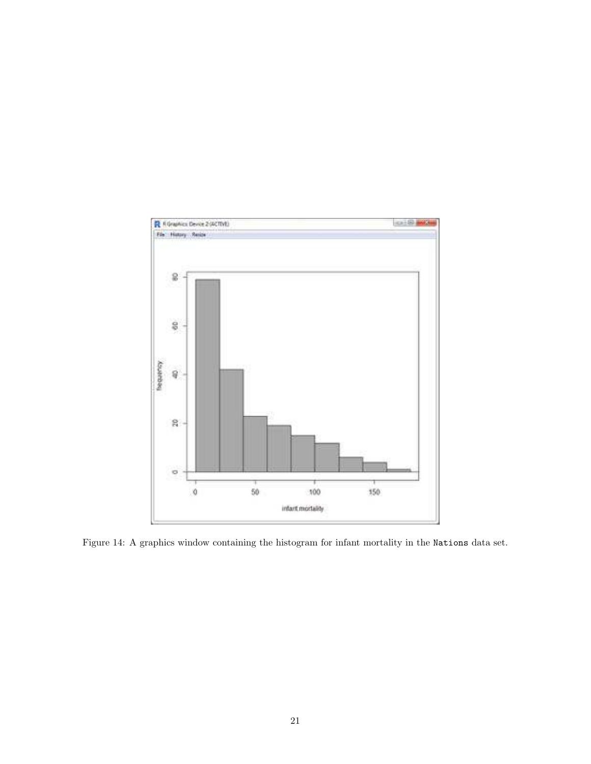Figure 14: A graphics window containing the histogram for infant mortality in the Nations data set.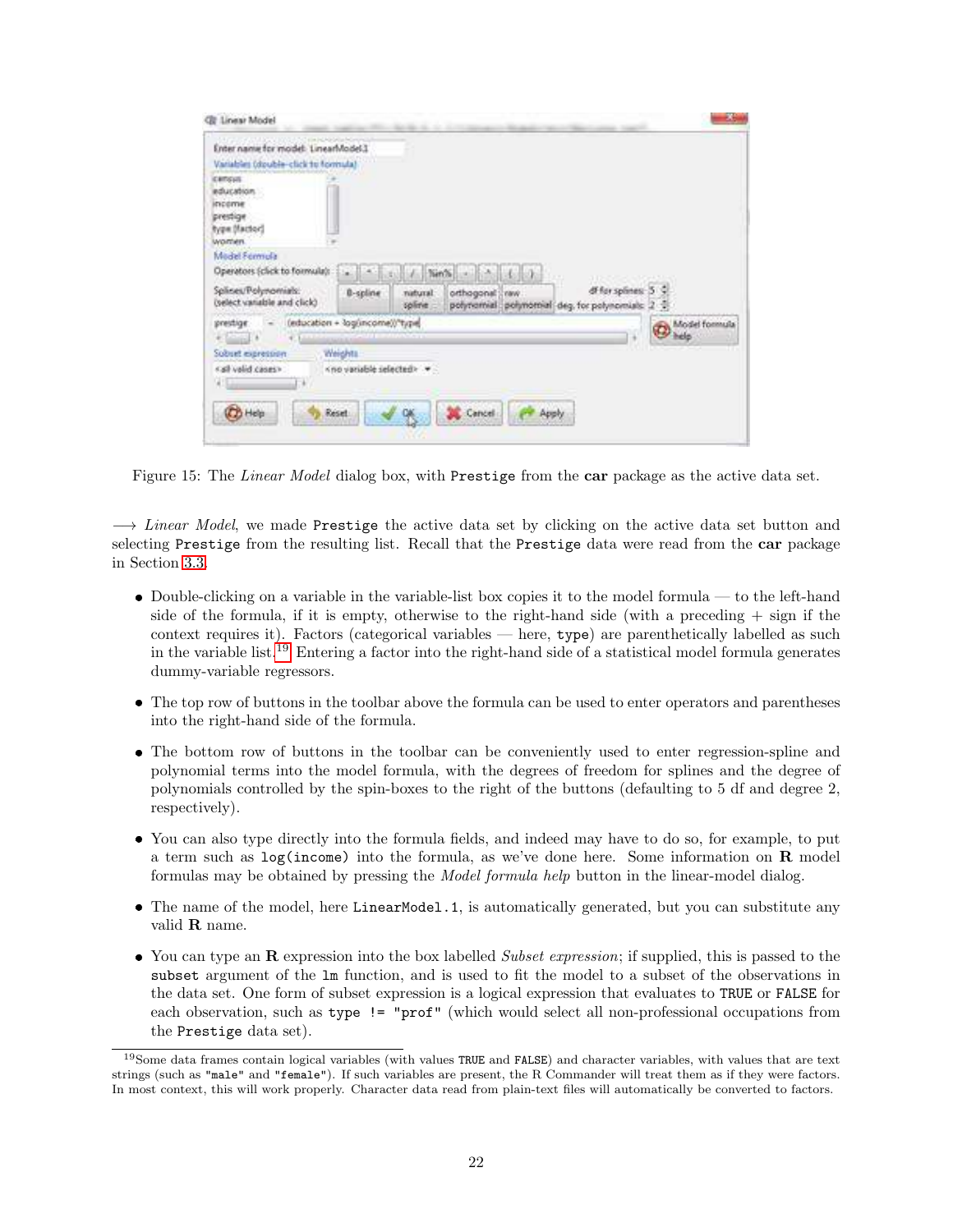Figure 15: The *Linear Model* dialog box, with `Prestige` from the **car** package as the active data set.

⟶ *Linear Model*, we made `Prestige` the active data set by clicking on the active data set button and selecting `Prestige` from the resulting list. Recall that the `Prestige` data were read from the **car** package in Section 3.3.

- Double-clicking on a variable in the variable-list box copies it to the model formula — to the left-hand side of the formula, if it is empty, otherwise to the right-hand side (with a preceding + sign if the context requires it). Factors (categorical variables — here, `type`) are parenthetically labelled as such in the variable list.[19] Entering a factor into the right-hand side of a statistical model formula generates dummy-variable regressors.

- The top row of buttons in the toolbar above the formula can be used to enter operators and parentheses into the right-hand side of the formula.

- The bottom row of buttons in the toolbar can be conveniently used to enter regression-spline and polynomial terms into the model formula, with the degrees of freedom for splines and the degree of polynomials controlled by the spin-boxes to the right of the buttons (defaulting to 5 df and degree 2, respectively).

- You can also type directly into the formula fields, and indeed may have to do so, for example, to put a term such as `log(income)` into the formula, as we've done here. Some information on **R** model formulas may be obtained by pressing the *Model formula help* button in the linear-model dialog.

- The name of the model, here `LinearModel.1`, is automatically generated, but you can substitute any valid **R** name.

- You can type an **R** expression into the box labelled *Subset expression*; if supplied, this is passed to the `subset` argument of the `lm` function, and is used to fit the model to a subset of the observations in the data set. One form of subset expression is a logical expression that evaluates to `TRUE` or `FALSE` for each observation, such as `type != "prof"` (which would select all non-professional occupations from the `Prestige` data set).

[19] Some data frames contain logical variables (with values `TRUE` and `FALSE`) and character variables, with values that are text strings (such as `"male"` and `"female"`). If such variables are present, the R Commander will treat them as if they were factors. In most context, this will work properly. Character data read from plain-text files will automatically be converted to factors.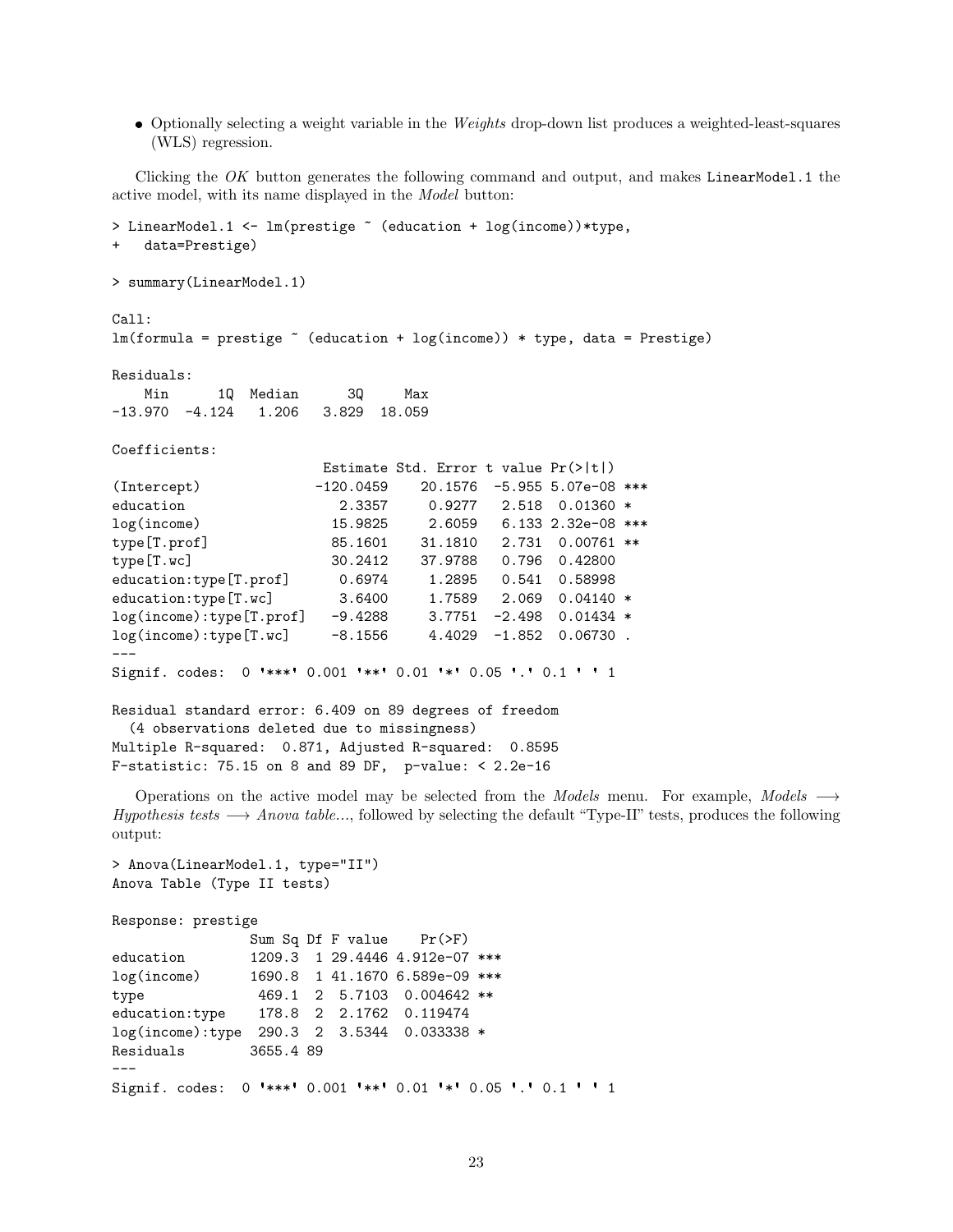- Optionally selecting a weight variable in the *Weights* drop-down list produces a weighted-least-squares (WLS) regression.

Clicking the *OK* button generates the following command and output, and makes `LinearModel.1` the active model, with its name displayed in the *Model* button:

```
> LinearModel.1 <- lm(prestige ~ (education + log(income))*type,
+   data=Prestige)

> summary(LinearModel.1)

Call:
lm(formula = prestige ~ (education + log(income)) * type, data = Prestige)

Residuals:
    Min      1Q  Median      3Q     Max
-13.970  -4.124   1.206   3.829  18.059

Coefficients:
                          Estimate Std. Error t value Pr(>|t|)
(Intercept)              -120.0459    20.1576  -5.955 5.07e-08 ***
education                   2.3357     0.9277   2.518  0.01360 *
log(income)                15.9825     2.6059   6.133 2.32e-08 ***
type[T.prof]               85.1601    31.1810   2.731  0.00761 **
type[T.wc]                 30.2412    37.9788   0.796  0.42800
education:type[T.prof]      0.6974     1.2895   0.541  0.58998
education:type[T.wc]        3.6400     1.7589   2.069  0.04140 *
log(income):type[T.prof]   -9.4288     3.7751  -2.498  0.01434 *
log(income):type[T.wc]     -8.1556     4.4029  -1.852  0.06730 .
---
Signif. codes:  0 '***' 0.001 '**' 0.01 '*' 0.05 '.' 0.1 ' ' 1

Residual standard error: 6.409 on 89 degrees of freedom
  (4 observations deleted due to missingness)
Multiple R-squared:  0.871, Adjusted R-squared:  0.8595
F-statistic: 75.15 on 8 and 89 DF,  p-value: < 2.2e-16
```

Operations on the active model may be selected from the *Models* menu. For example, *Models* ⟶ *Hypothesis tests* ⟶ *Anova table...*, followed by selecting the default "Type-II" tests, produces the following output:

```
> Anova(LinearModel.1, type="II")
Anova Table (Type II tests)

Response: prestige
                 Sum Sq Df F value    Pr(>F)
education        1209.3  1 29.4446 4.912e-07 ***
log(income)      1690.8  1 41.1670 6.589e-09 ***
type              469.1  2  5.7103  0.004642 **
education:type    178.8  2  2.1762  0.119474
log(income):type  290.3  2  3.5344  0.033338 *
Residuals        3655.4 89
---
Signif. codes:  0 '***' 0.001 '**' 0.01 '*' 0.05 '.' 0.1 ' ' 1
```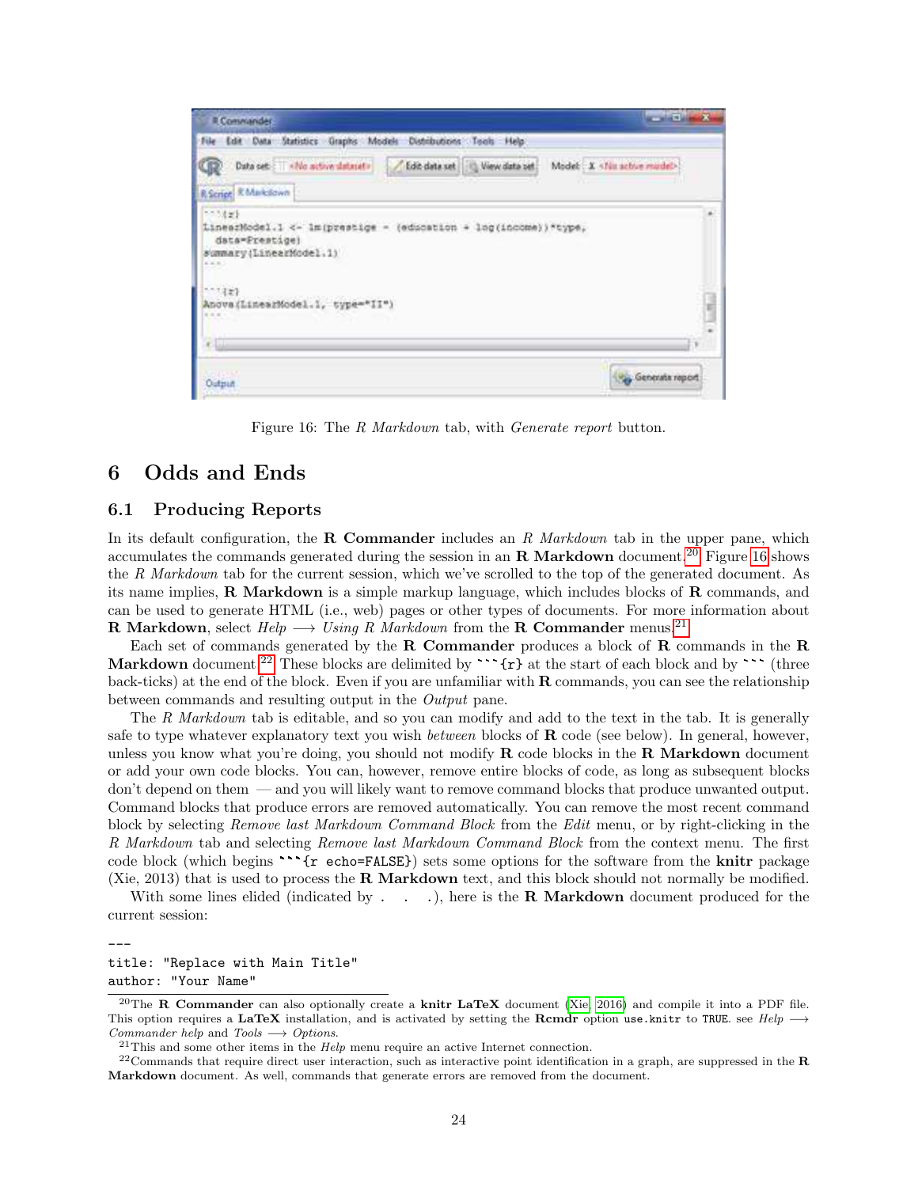Figure 16: The *R Markdown* tab, with *Generate report* button.

## 6 Odds and Ends

### 6.1 Producing Reports

In its default configuration, the **R Commander** includes an *R Markdown* tab in the upper pane, which accumulates the commands generated during the session in an **R Markdown** document.[20] Figure 16 shows the *R Markdown* tab for the current session, which we've scrolled to the top of the generated document. As its name implies, **R Markdown** is a simple markup language, which includes blocks of **R** commands, and can be used to generate HTML (i.e., web) pages or other types of documents. For more information about **R Markdown**, select *Help* ⟶ *Using R Markdown* from the **R Commander** menus.[21]

Each set of commands generated by the **R Commander** produces a block of **R** commands in the **R Markdown** document.[22] These blocks are delimited by ` ```{r} ` at the start of each block and by ` ``` ` (three back-ticks) at the end of the block. Even if you are unfamiliar with **R** commands, you can see the relationship between commands and resulting output in the *Output* pane.

The *R Markdown* tab is editable, and so you can modify and add to the text in the tab. It is generally safe to type whatever explanatory text you wish *between* blocks of **R** code (see below). In general, however, unless you know what you're doing, you should not modify **R** code blocks in the **R Markdown** document or add your own code blocks. You can, however, remove entire blocks of code, as long as subsequent blocks don't depend on them — and you will likely want to remove command blocks that produce unwanted output. Command blocks that produce errors are removed automatically. You can remove the most recent command block by selecting *Remove last Markdown Command Block* from the *Edit* menu, or by right-clicking in the *R Markdown* tab and selecting *Remove last Markdown Command Block* from the context menu. The first code block (which begins ` ```{r echo=FALSE} `) sets some options for the software from the **knitr** package (Xie, 2013) that is used to process the **R Markdown** text, and this block should not normally be modified.

With some lines elided (indicated by . . .), here is the **R Markdown** document produced for the current session:

```
---
title: "Replace with Main Title"
author: "Your Name"
```

[20] The **R Commander** can also optionally create a **knitr LaTeX** document (Xie, 2016) and compile it into a PDF file. This option requires a **LaTeX** installation, and is activated by setting the **Rcmdr** option `use.knitr` to `TRUE`. see *Help* ⟶ *Commander help* and *Tools* ⟶ *Options*.

[21] This and some other items in the *Help* menu require an active Internet connection.

[22] Commands that require direct user interaction, such as interactive point identification in a graph, are suppressed in the **R Markdown** document. As well, commands that generate errors are removed from the document.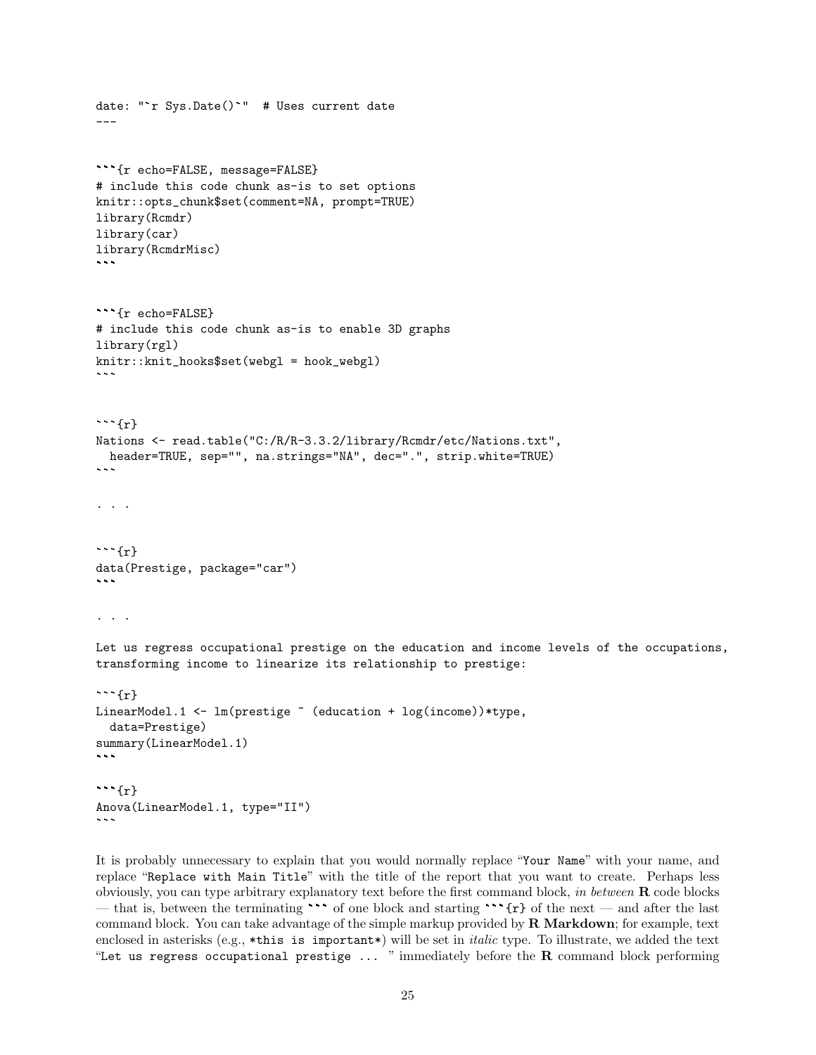```
date: "`r Sys.Date()`"  # Uses current date
---


```{r echo=FALSE, message=FALSE}
# include this code chunk as-is to set options
knitr::opts_chunk$set(comment=NA, prompt=TRUE)
library(Rcmdr)
library(car)
library(RcmdrMisc)
```


```{r echo=FALSE}
# include this code chunk as-is to enable 3D graphs
library(rgl)
knitr::knit_hooks$set(webgl = hook_webgl)
```


```{r}
Nations <- read.table("C:/R/R-3.3.2/library/Rcmdr/etc/Nations.txt",
  header=TRUE, sep="", na.strings="NA", dec=".", strip.white=TRUE)
```

. . .


```{r}
data(Prestige, package="car")
```

. . .

Let us regress occupational prestige on the education and income levels of the occupations,
transforming income to linearize its relationship to prestige:

```{r}
LinearModel.1 <- lm(prestige ~ (education + log(income))*type,
  data=Prestige)
summary(LinearModel.1)
```

```{r}
Anova(LinearModel.1, type="II")
```
```

It is probably unnecessary to explain that you would normally replace "`Your Name`" with your name, and replace "`Replace with Main Title`" with the title of the report that you want to create. Perhaps less obviously, you can type arbitrary explanatory text before the first command block, *in between* **R** code blocks — that is, between the terminating ``` of one block and starting ```{r} of the next — and after the last command block. You can take advantage of the simple markup provided by **R Markdown**; for example, text enclosed in asterisks (e.g., `*this is important*`) will be set in *italic* type. To illustrate, we added the text "`Let us regress occupational prestige ...` " immediately before the **R** command block performing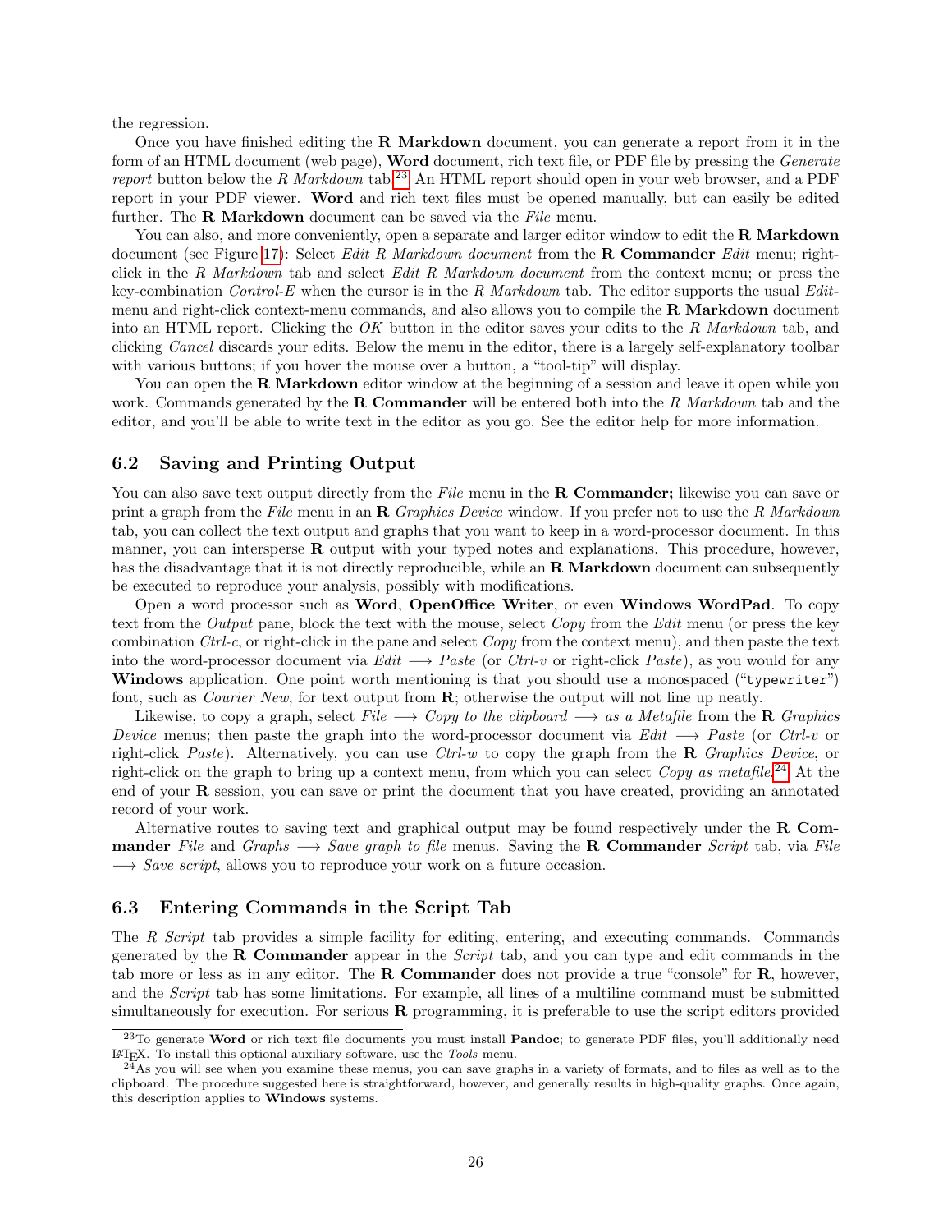the regression.

Once you have finished editing the **R Markdown** document, you can generate a report from it in the form of an HTML document (web page), **Word** document, rich text file, or PDF file by pressing the *Generate report* button below the *R Markdown* tab.[23] An HTML report should open in your web browser, and a PDF report in your PDF viewer. **Word** and rich text files must be opened manually, but can easily be edited further. The **R Markdown** document can be saved via the *File* menu.

You can also, and more conveniently, open a separate and larger editor window to edit the **R Markdown** document (see Figure 17): Select *Edit R Markdown document* from the **R Commander** *Edit* menu; right-click in the *R Markdown* tab and select *Edit R Markdown document* from the context menu; or press the key-combination *Control-E* when the cursor is in the *R Markdown* tab. The editor supports the usual *Edit*-menu and right-click context-menu commands, and also allows you to compile the **R Markdown** document into an HTML report. Clicking the *OK* button in the editor saves your edits to the *R Markdown* tab, and clicking *Cancel* discards your edits. Below the menu in the editor, there is a largely self-explanatory toolbar with various buttons; if you hover the mouse over a button, a "tool-tip" will display.

You can open the **R Markdown** editor window at the beginning of a session and leave it open while you work. Commands generated by the **R Commander** will be entered both into the *R Markdown* tab and the editor, and you'll be able to write text in the editor as you go. See the editor help for more information.

## 6.2 Saving and Printing Output

You can also save text output directly from the *File* menu in the **R Commander;** likewise you can save or print a graph from the *File* menu in an **R** *Graphics Device* window. If you prefer not to use the *R Markdown* tab, you can collect the text output and graphs that you want to keep in a word-processor document. In this manner, you can intersperse **R** output with your typed notes and explanations. This procedure, however, has the disadvantage that it is not directly reproducible, while an **R Markdown** document can subsequently be executed to reproduce your analysis, possibly with modifications.

Open a word processor such as **Word**, **OpenOffice Writer**, or even **Windows WordPad**. To copy text from the *Output* pane, block the text with the mouse, select *Copy* from the *Edit* menu (or press the key combination *Ctrl-c*, or right-click in the pane and select *Copy* from the context menu), and then paste the text into the word-processor document via *Edit* ⟶ *Paste* (or *Ctrl-v* or right-click *Paste*), as you would for any **Windows** application. One point worth mentioning is that you should use a monospaced ("`typewriter`") font, such as *Courier New*, for text output from **R**; otherwise the output will not line up neatly.

Likewise, to copy a graph, select *File* ⟶ *Copy to the clipboard* ⟶ *as a Metafile* from the **R** *Graphics Device* menus; then paste the graph into the word-processor document via *Edit* ⟶ *Paste* (or *Ctrl-v* or right-click *Paste*). Alternatively, you can use *Ctrl-w* to copy the graph from the **R** *Graphics Device*, or right-click on the graph to bring up a context menu, from which you can select *Copy as metafile*.[24] At the end of your **R** session, you can save or print the document that you have created, providing an annotated record of your work.

Alternative routes to saving text and graphical output may be found respectively under the **R Commander** *File* and *Graphs* ⟶ *Save graph to file* menus. Saving the **R Commander** *Script* tab, via *File* ⟶ *Save script*, allows you to reproduce your work on a future occasion.

## 6.3 Entering Commands in the Script Tab

The *R Script* tab provides a simple facility for editing, entering, and executing commands. Commands generated by the **R Commander** appear in the *Script* tab, and you can type and edit commands in the tab more or less as in any editor. The **R Commander** does not provide a true "console" for **R**, however, and the *Script* tab has some limitations. For example, all lines of a multiline command must be submitted simultaneously for execution. For serious **R** programming, it is preferable to use the script editors provided

---

[23] To generate **Word** or rich text file documents you must install **Pandoc**; to generate PDF files, you'll additionally need LaTeX. To install this optional auxiliary software, use the *Tools* menu.

[24] As you will see when you examine these menus, you can save graphs in a variety of formats, and to files as well as to the clipboard. The procedure suggested here is straightforward, however, and generally results in high-quality graphs. Once again, this description applies to **Windows** systems.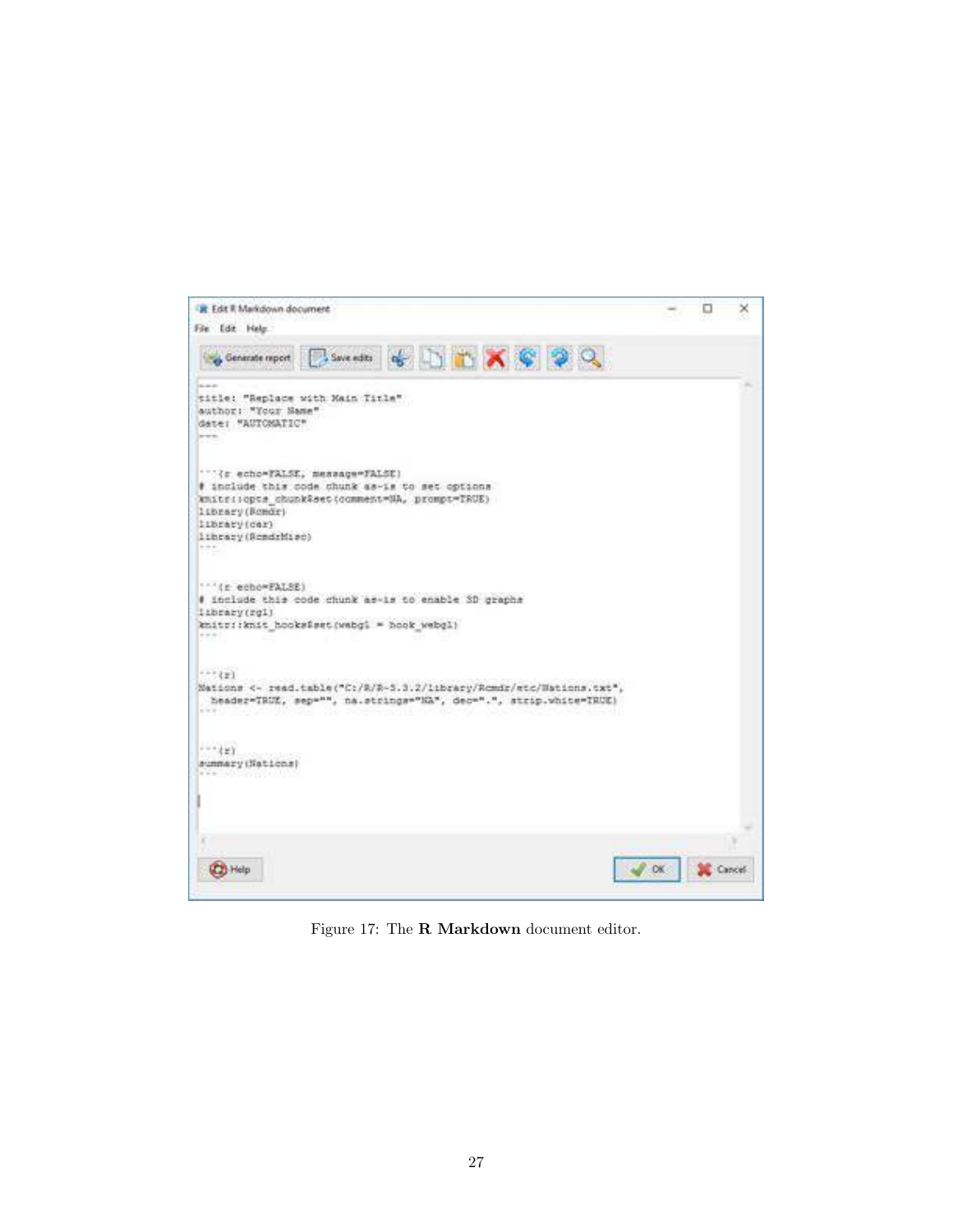Figure 17: The **R Markdown** document editor.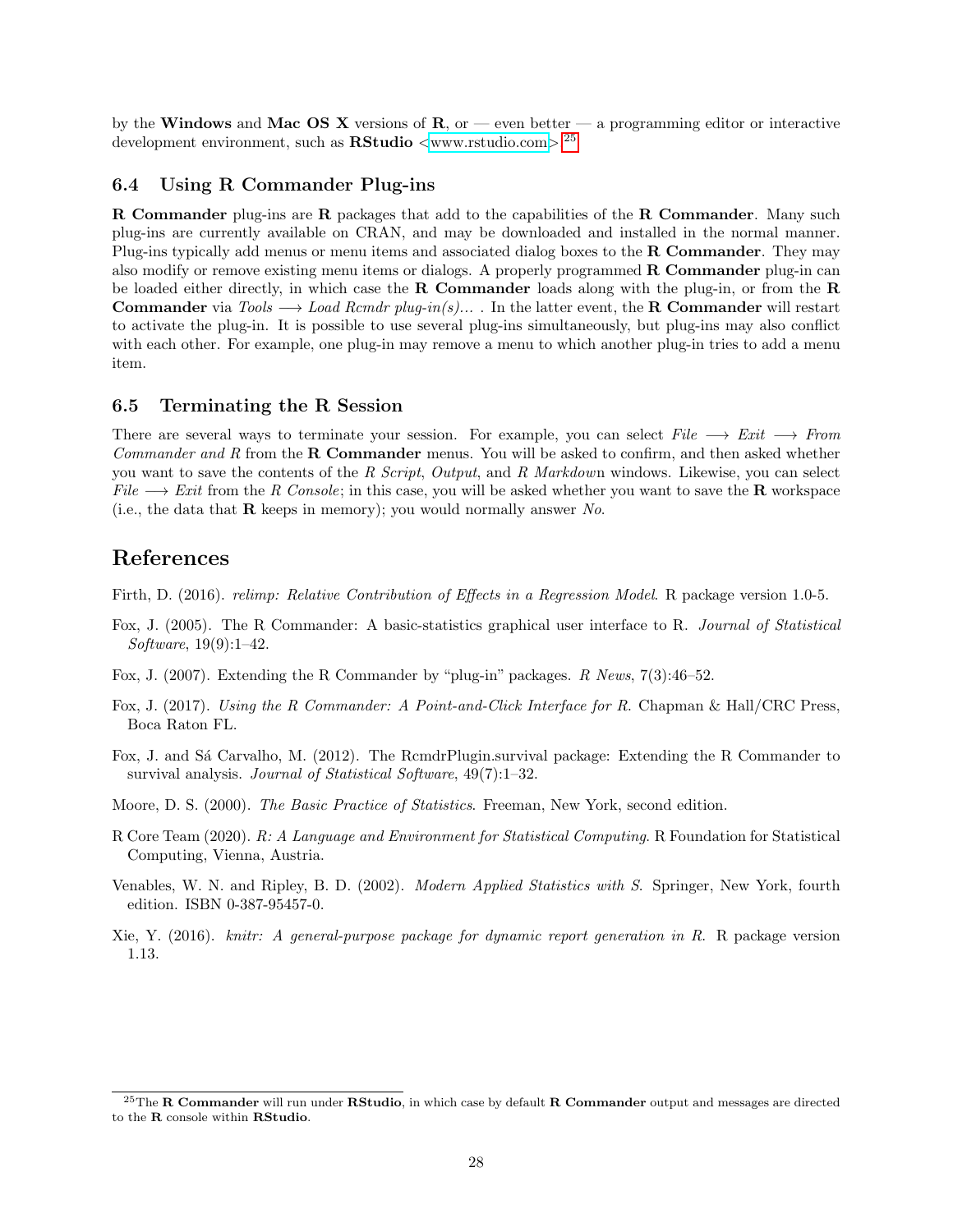by the **Windows** and **Mac OS X** versions of **R**, or — even better — a programming editor or interactive development environment, such as **RStudio** <www.rstudio.com>.[25]

### 6.4 Using R Commander Plug-ins

**R Commander** plug-ins are **R** packages that add to the capabilities of the **R Commander**. Many such plug-ins are currently available on CRAN, and may be downloaded and installed in the normal manner. Plug-ins typically add menus or menu items and associated dialog boxes to the **R Commander**. They may also modify or remove existing menu items or dialogs. A properly programmed **R Commander** plug-in can be loaded either directly, in which case the **R Commander** loads along with the plug-in, or from the **R Commander** via *Tools* ⟶ *Load Rcmdr plug-in(s)...* . In the latter event, the **R Commander** will restart to activate the plug-in. It is possible to use several plug-ins simultaneously, but plug-ins may also conflict with each other. For example, one plug-in may remove a menu to which another plug-in tries to add a menu item.

### 6.5 Terminating the R Session

There are several ways to terminate your session. For example, you can select *File* ⟶ *Exit* ⟶ *From Commander and R* from the **R Commander** menus. You will be asked to confirm, and then asked whether you want to save the contents of the *R Script*, *Output*, and *R Markdown* windows. Likewise, you can select *File* ⟶ *Exit* from the *R Console*; in this case, you will be asked whether you want to save the **R** workspace (i.e., the data that **R** keeps in memory); you would normally answer *No*.

## References

Firth, D. (2016). *relimp: Relative Contribution of Effects in a Regression Model*. R package version 1.0-5.

Fox, J. (2005). The R Commander: A basic-statistics graphical user interface to R. *Journal of Statistical Software*, 19(9):1–42.

Fox, J. (2007). Extending the R Commander by "plug-in" packages. *R News*, 7(3):46–52.

Fox, J. (2017). *Using the R Commander: A Point-and-Click Interface for R*. Chapman & Hall/CRC Press, Boca Raton FL.

Fox, J. and Sá Carvalho, M. (2012). The RcmdrPlugin.survival package: Extending the R Commander to survival analysis. *Journal of Statistical Software*, 49(7):1–32.

Moore, D. S. (2000). *The Basic Practice of Statistics*. Freeman, New York, second edition.

R Core Team (2020). *R: A Language and Environment for Statistical Computing*. R Foundation for Statistical Computing, Vienna, Austria.

Venables, W. N. and Ripley, B. D. (2002). *Modern Applied Statistics with S*. Springer, New York, fourth edition. ISBN 0-387-95457-0.

Xie, Y. (2016). *knitr: A general-purpose package for dynamic report generation in R*. R package version 1.13.

[25] The **R Commander** will run under **RStudio**, in which case by default **R Commander** output and messages are directed to the **R** console within **RStudio**.